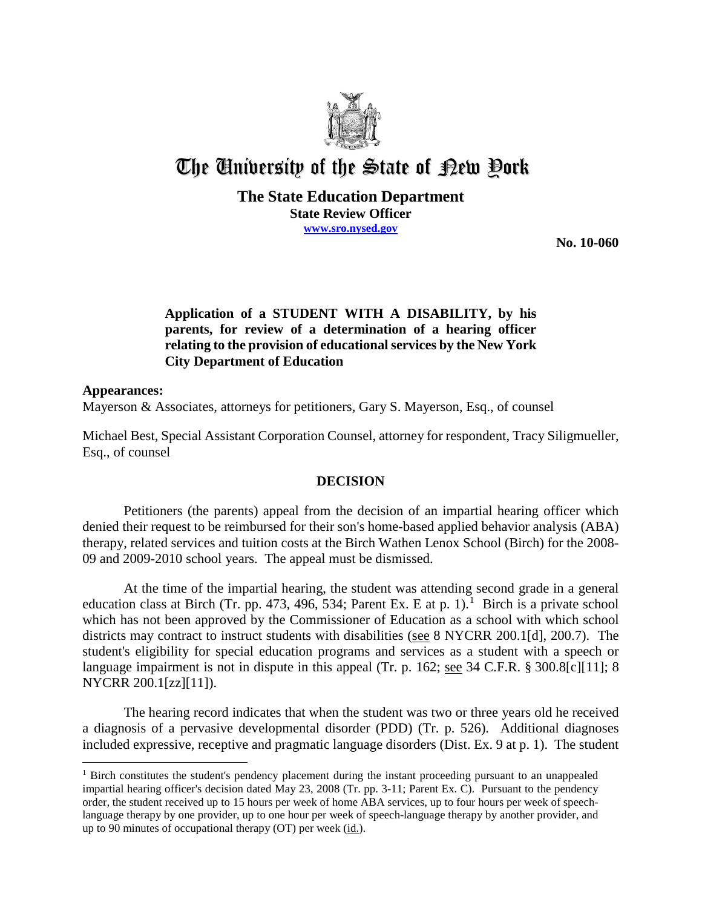# The University of the State of New York

**The State Education Department**
**State Review Officer**
**www.sro.nysed.gov**

**No. 10-060**

**Application of a STUDENT WITH A DISABILITY, by his parents, for review of a determination of a hearing officer relating to the provision of educational services by the New York City Department of Education**

**Appearances:**
Mayerson & Associates, attorneys for petitioners, Gary S. Mayerson, Esq., of counsel

Michael Best, Special Assistant Corporation Counsel, attorney for respondent, Tracy Siligmueller, Esq., of counsel

## DECISION

Petitioners (the parents) appeal from the decision of an impartial hearing officer which denied their request to be reimbursed for their son's home-based applied behavior analysis (ABA) therapy, related services and tuition costs at the Birch Wathen Lenox School (Birch) for the 2008-09 and 2009-2010 school years. The appeal must be dismissed.

At the time of the impartial hearing, the student was attending second grade in a general education class at Birch (Tr. pp. 473, 496, 534; Parent Ex. E at p. 1).[1] Birch is a private school which has not been approved by the Commissioner of Education as a school with which school districts may contract to instruct students with disabilities (see 8 NYCRR 200.1[d], 200.7). The student's eligibility for special education programs and services as a student with a speech or language impairment is not in dispute in this appeal (Tr. p. 162; see 34 C.F.R. § 300.8[c][11]; 8 NYCRR 200.1[zz][11]).

The hearing record indicates that when the student was two or three years old he received a diagnosis of a pervasive developmental disorder (PDD) (Tr. p. 526). Additional diagnoses included expressive, receptive and pragmatic language disorders (Dist. Ex. 9 at p. 1). The student

[1] Birch constitutes the student's pendency placement during the instant proceeding pursuant to an unappealed impartial hearing officer's decision dated May 23, 2008 (Tr. pp. 3-11; Parent Ex. C). Pursuant to the pendency order, the student received up to 15 hours per week of home ABA services, up to four hours per week of speech-language therapy by one provider, up to one hour per week of speech-language therapy by another provider, and up to 90 minutes of occupational therapy (OT) per week (id.).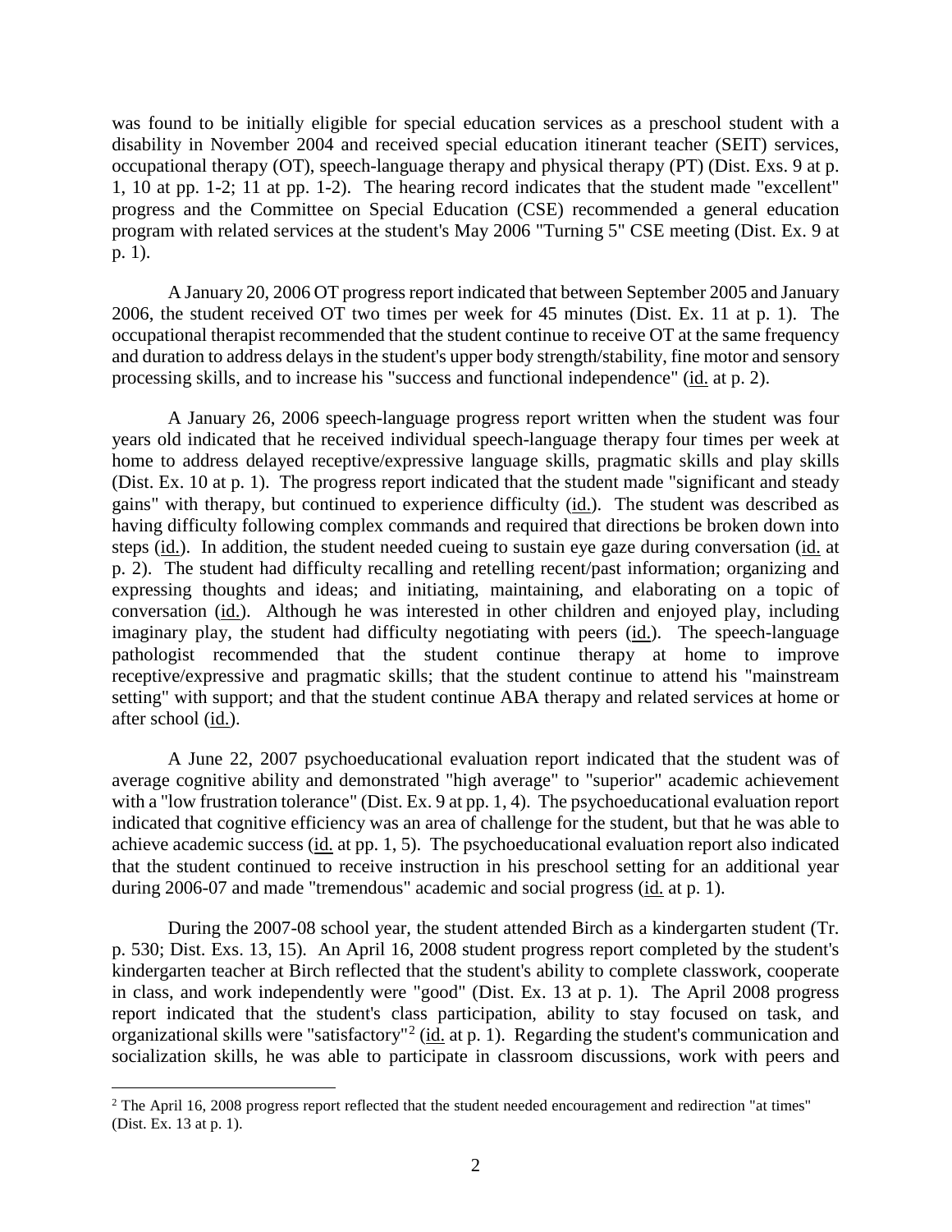was found to be initially eligible for special education services as a preschool student with a disability in November 2004 and received special education itinerant teacher (SEIT) services, occupational therapy (OT), speech-language therapy and physical therapy (PT) (Dist. Exs. 9 at p. 1, 10 at pp. 1-2; 11 at pp. 1-2). The hearing record indicates that the student made "excellent" progress and the Committee on Special Education (CSE) recommended a general education program with related services at the student's May 2006 "Turning 5" CSE meeting (Dist. Ex. 9 at p. 1).

A January 20, 2006 OT progress report indicated that between September 2005 and January 2006, the student received OT two times per week for 45 minutes (Dist. Ex. 11 at p. 1). The occupational therapist recommended that the student continue to receive OT at the same frequency and duration to address delays in the student's upper body strength/stability, fine motor and sensory processing skills, and to increase his "success and functional independence" (id. at p. 2).

A January 26, 2006 speech-language progress report written when the student was four years old indicated that he received individual speech-language therapy four times per week at home to address delayed receptive/expressive language skills, pragmatic skills and play skills (Dist. Ex. 10 at p. 1). The progress report indicated that the student made "significant and steady gains" with therapy, but continued to experience difficulty (id.). The student was described as having difficulty following complex commands and required that directions be broken down into steps (id.). In addition, the student needed cueing to sustain eye gaze during conversation (id. at p. 2). The student had difficulty recalling and retelling recent/past information; organizing and expressing thoughts and ideas; and initiating, maintaining, and elaborating on a topic of conversation (id.). Although he was interested in other children and enjoyed play, including imaginary play, the student had difficulty negotiating with peers (id.). The speech-language pathologist recommended that the student continue therapy at home to improve receptive/expressive and pragmatic skills; that the student continue to attend his "mainstream setting" with support; and that the student continue ABA therapy and related services at home or after school (id.).

A June 22, 2007 psychoeducational evaluation report indicated that the student was of average cognitive ability and demonstrated "high average" to "superior" academic achievement with a "low frustration tolerance" (Dist. Ex. 9 at pp. 1, 4). The psychoeducational evaluation report indicated that cognitive efficiency was an area of challenge for the student, but that he was able to achieve academic success (id. at pp. 1, 5). The psychoeducational evaluation report also indicated that the student continued to receive instruction in his preschool setting for an additional year during 2006-07 and made "tremendous" academic and social progress (id. at p. 1).

During the 2007-08 school year, the student attended Birch as a kindergarten student (Tr. p. 530; Dist. Exs. 13, 15). An April 16, 2008 student progress report completed by the student's kindergarten teacher at Birch reflected that the student's ability to complete classwork, cooperate in class, and work independently were "good" (Dist. Ex. 13 at p. 1). The April 2008 progress report indicated that the student's class participation, ability to stay focused on task, and organizational skills were "satisfactory"[2] (id. at p. 1). Regarding the student's communication and socialization skills, he was able to participate in classroom discussions, work with peers and

[2] The April 16, 2008 progress report reflected that the student needed encouragement and redirection "at times" (Dist. Ex. 13 at p. 1).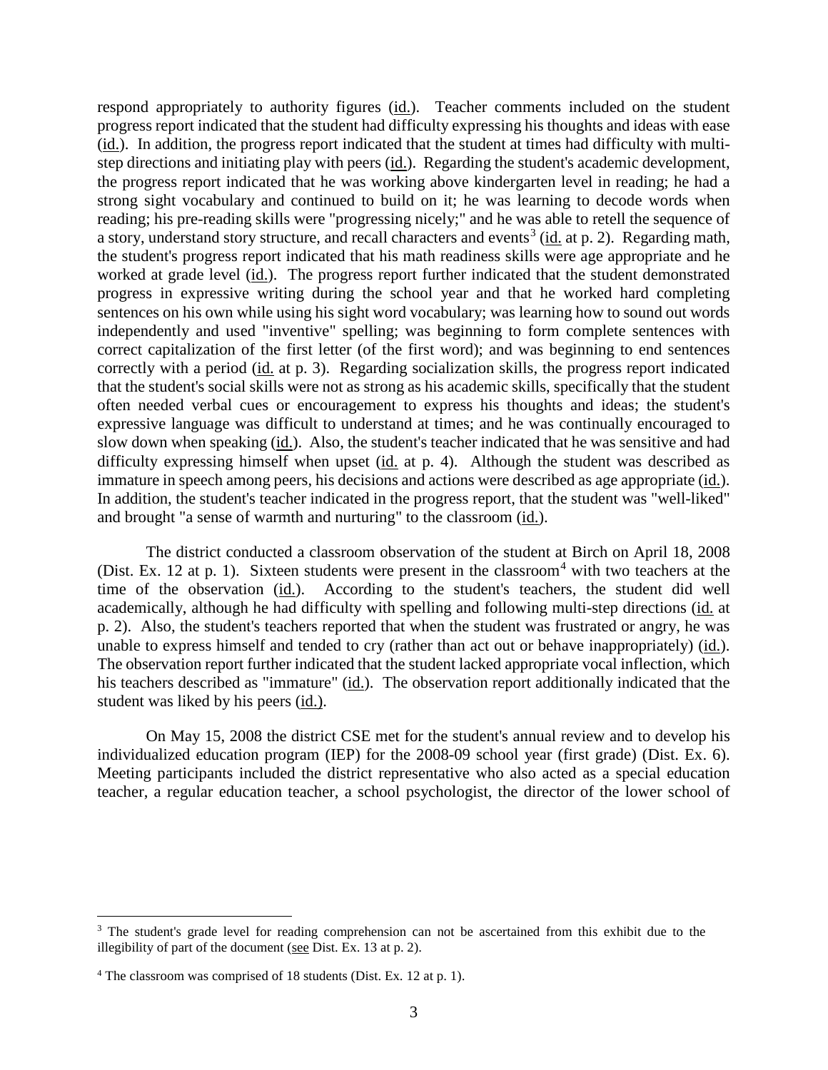respond appropriately to authority figures (id.). Teacher comments included on the student progress report indicated that the student had difficulty expressing his thoughts and ideas with ease (id.). In addition, the progress report indicated that the student at times had difficulty with multi-step directions and initiating play with peers (id.). Regarding the student's academic development, the progress report indicated that he was working above kindergarten level in reading; he had a strong sight vocabulary and continued to build on it; he was learning to decode words when reading; his pre-reading skills were "progressing nicely;" and he was able to retell the sequence of a story, understand story structure, and recall characters and events[3] (id. at p. 2). Regarding math, the student's progress report indicated that his math readiness skills were age appropriate and he worked at grade level (id.). The progress report further indicated that the student demonstrated progress in expressive writing during the school year and that he worked hard completing sentences on his own while using his sight word vocabulary; was learning how to sound out words independently and used "inventive" spelling; was beginning to form complete sentences with correct capitalization of the first letter (of the first word); and was beginning to end sentences correctly with a period (id. at p. 3). Regarding socialization skills, the progress report indicated that the student's social skills were not as strong as his academic skills, specifically that the student often needed verbal cues or encouragement to express his thoughts and ideas; the student's expressive language was difficult to understand at times; and he was continually encouraged to slow down when speaking (id.). Also, the student's teacher indicated that he was sensitive and had difficulty expressing himself when upset (id. at p. 4). Although the student was described as immature in speech among peers, his decisions and actions were described as age appropriate (id.). In addition, the student's teacher indicated in the progress report, that the student was "well-liked" and brought "a sense of warmth and nurturing" to the classroom (id.).

The district conducted a classroom observation of the student at Birch on April 18, 2008 (Dist. Ex. 12 at p. 1). Sixteen students were present in the classroom[4] with two teachers at the time of the observation (id.). According to the student's teachers, the student did well academically, although he had difficulty with spelling and following multi-step directions (id. at p. 2). Also, the student's teachers reported that when the student was frustrated or angry, he was unable to express himself and tended to cry (rather than act out or behave inappropriately) (id.). The observation report further indicated that the student lacked appropriate vocal inflection, which his teachers described as "immature" (id.). The observation report additionally indicated that the student was liked by his peers (id.).

On May 15, 2008 the district CSE met for the student's annual review and to develop his individualized education program (IEP) for the 2008-09 school year (first grade) (Dist. Ex. 6). Meeting participants included the district representative who also acted as a special education teacher, a regular education teacher, a school psychologist, the director of the lower school of

---

[3] The student's grade level for reading comprehension can not be ascertained from this exhibit due to the illegibility of part of the document (see Dist. Ex. 13 at p. 2).

[4] The classroom was comprised of 18 students (Dist. Ex. 12 at p. 1).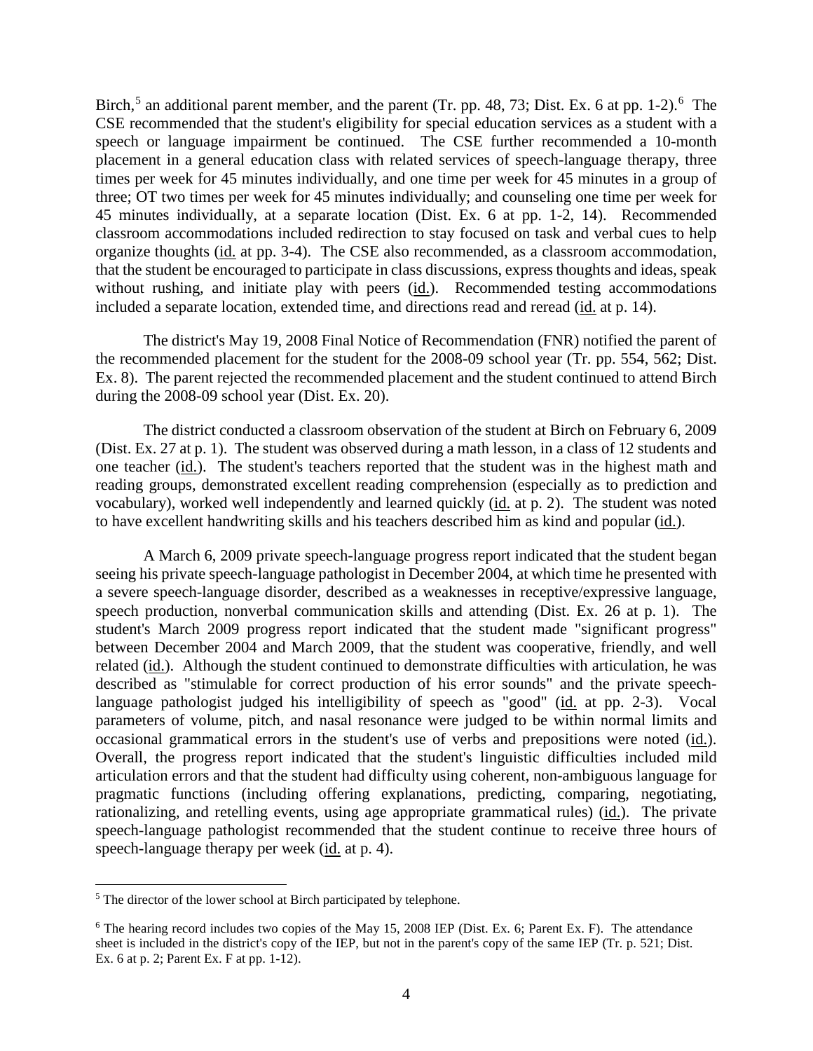Birch,[5] an additional parent member, and the parent (Tr. pp. 48, 73; Dist. Ex. 6 at pp. 1-2).[6] The CSE recommended that the student's eligibility for special education services as a student with a speech or language impairment be continued. The CSE further recommended a 10-month placement in a general education class with related services of speech-language therapy, three times per week for 45 minutes individually, and one time per week for 45 minutes in a group of three; OT two times per week for 45 minutes individually; and counseling one time per week for 45 minutes individually, at a separate location (Dist. Ex. 6 at pp. 1-2, 14). Recommended classroom accommodations included redirection to stay focused on task and verbal cues to help organize thoughts (id. at pp. 3-4). The CSE also recommended, as a classroom accommodation, that the student be encouraged to participate in class discussions, express thoughts and ideas, speak without rushing, and initiate play with peers (id.). Recommended testing accommodations included a separate location, extended time, and directions read and reread (id. at p. 14).

The district's May 19, 2008 Final Notice of Recommendation (FNR) notified the parent of the recommended placement for the student for the 2008-09 school year (Tr. pp. 554, 562; Dist. Ex. 8). The parent rejected the recommended placement and the student continued to attend Birch during the 2008-09 school year (Dist. Ex. 20).

The district conducted a classroom observation of the student at Birch on February 6, 2009 (Dist. Ex. 27 at p. 1). The student was observed during a math lesson, in a class of 12 students and one teacher (id.). The student's teachers reported that the student was in the highest math and reading groups, demonstrated excellent reading comprehension (especially as to prediction and vocabulary), worked well independently and learned quickly (id. at p. 2). The student was noted to have excellent handwriting skills and his teachers described him as kind and popular (id.).

A March 6, 2009 private speech-language progress report indicated that the student began seeing his private speech-language pathologist in December 2004, at which time he presented with a severe speech-language disorder, described as a weaknesses in receptive/expressive language, speech production, nonverbal communication skills and attending (Dist. Ex. 26 at p. 1). The student's March 2009 progress report indicated that the student made "significant progress" between December 2004 and March 2009, that the student was cooperative, friendly, and well related (id.). Although the student continued to demonstrate difficulties with articulation, he was described as "stimulable for correct production of his error sounds" and the private speech-language pathologist judged his intelligibility of speech as "good" (id. at pp. 2-3). Vocal parameters of volume, pitch, and nasal resonance were judged to be within normal limits and occasional grammatical errors in the student's use of verbs and prepositions were noted (id.). Overall, the progress report indicated that the student's linguistic difficulties included mild articulation errors and that the student had difficulty using coherent, non-ambiguous language for pragmatic functions (including offering explanations, predicting, comparing, negotiating, rationalizing, and retelling events, using age appropriate grammatical rules) (id.). The private speech-language pathologist recommended that the student continue to receive three hours of speech-language therapy per week (id. at p. 4).

---

[5] The director of the lower school at Birch participated by telephone.

[6] The hearing record includes two copies of the May 15, 2008 IEP (Dist. Ex. 6; Parent Ex. F). The attendance sheet is included in the district's copy of the IEP, but not in the parent's copy of the same IEP (Tr. p. 521; Dist. Ex. 6 at p. 2; Parent Ex. F at pp. 1-12).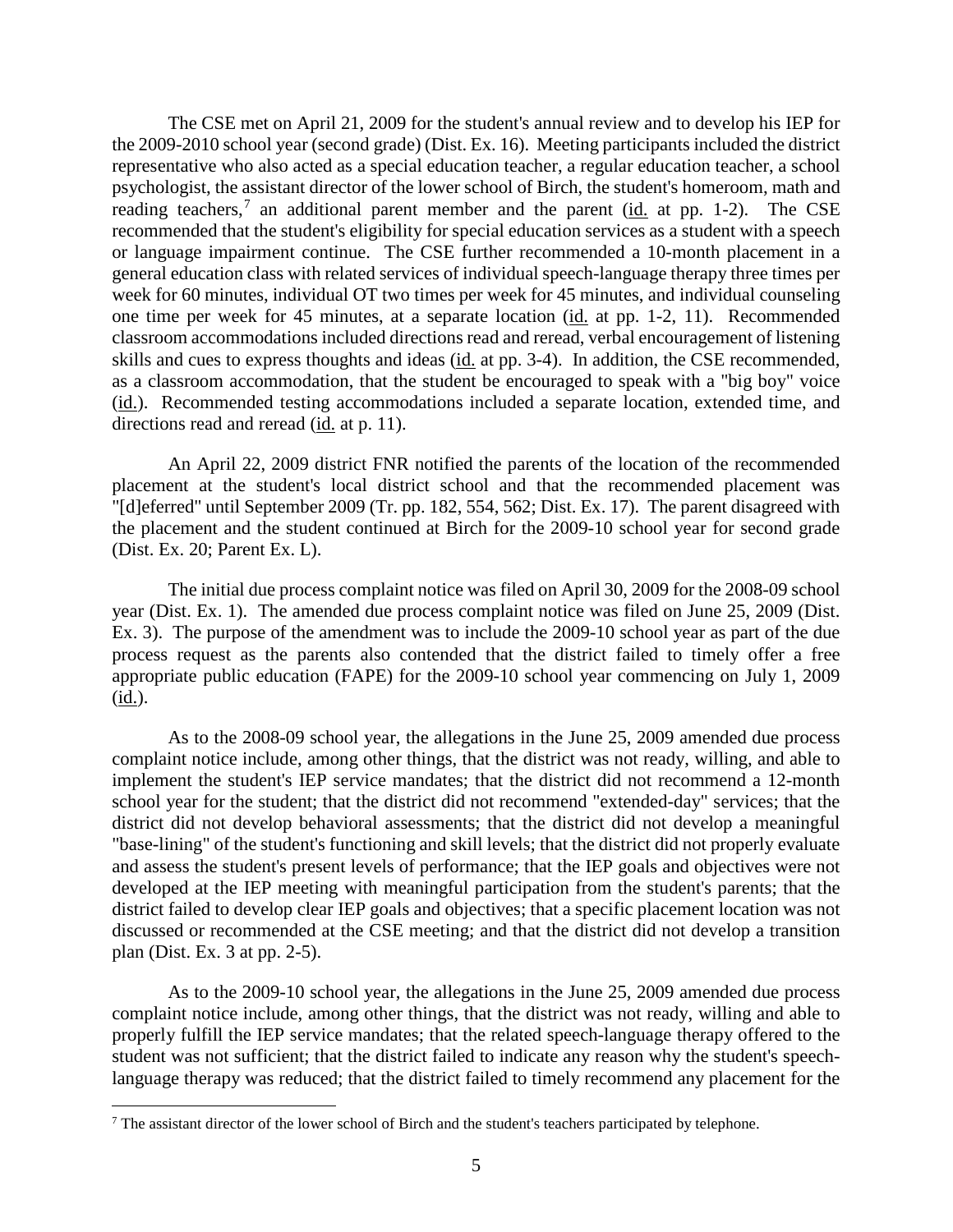The CSE met on April 21, 2009 for the student's annual review and to develop his IEP for the 2009-2010 school year (second grade) (Dist. Ex. 16). Meeting participants included the district representative who also acted as a special education teacher, a regular education teacher, a school psychologist, the assistant director of the lower school of Birch, the student's homeroom, math and reading teachers,[7] an additional parent member and the parent (id. at pp. 1-2). The CSE recommended that the student's eligibility for special education services as a student with a speech or language impairment continue. The CSE further recommended a 10-month placement in a general education class with related services of individual speech-language therapy three times per week for 60 minutes, individual OT two times per week for 45 minutes, and individual counseling one time per week for 45 minutes, at a separate location (id. at pp. 1-2, 11). Recommended classroom accommodations included directions read and reread, verbal encouragement of listening skills and cues to express thoughts and ideas (id. at pp. 3-4). In addition, the CSE recommended, as a classroom accommodation, that the student be encouraged to speak with a "big boy" voice (id.). Recommended testing accommodations included a separate location, extended time, and directions read and reread (id. at p. 11).

An April 22, 2009 district FNR notified the parents of the location of the recommended placement at the student's local district school and that the recommended placement was "[d]eferred" until September 2009 (Tr. pp. 182, 554, 562; Dist. Ex. 17). The parent disagreed with the placement and the student continued at Birch for the 2009-10 school year for second grade (Dist. Ex. 20; Parent Ex. L).

The initial due process complaint notice was filed on April 30, 2009 for the 2008-09 school year (Dist. Ex. 1). The amended due process complaint notice was filed on June 25, 2009 (Dist. Ex. 3). The purpose of the amendment was to include the 2009-10 school year as part of the due process request as the parents also contended that the district failed to timely offer a free appropriate public education (FAPE) for the 2009-10 school year commencing on July 1, 2009 (id.).

As to the 2008-09 school year, the allegations in the June 25, 2009 amended due process complaint notice include, among other things, that the district was not ready, willing, and able to implement the student's IEP service mandates; that the district did not recommend a 12-month school year for the student; that the district did not recommend "extended-day" services; that the district did not develop behavioral assessments; that the district did not develop a meaningful "base-lining" of the student's functioning and skill levels; that the district did not properly evaluate and assess the student's present levels of performance; that the IEP goals and objectives were not developed at the IEP meeting with meaningful participation from the student's parents; that the district failed to develop clear IEP goals and objectives; that a specific placement location was not discussed or recommended at the CSE meeting; and that the district did not develop a transition plan (Dist. Ex. 3 at pp. 2-5).

As to the 2009-10 school year, the allegations in the June 25, 2009 amended due process complaint notice include, among other things, that the district was not ready, willing and able to properly fulfill the IEP service mandates; that the related speech-language therapy offered to the student was not sufficient; that the district failed to indicate any reason why the student's speech-language therapy was reduced; that the district failed to timely recommend any placement for the

[7] The assistant director of the lower school of Birch and the student's teachers participated by telephone.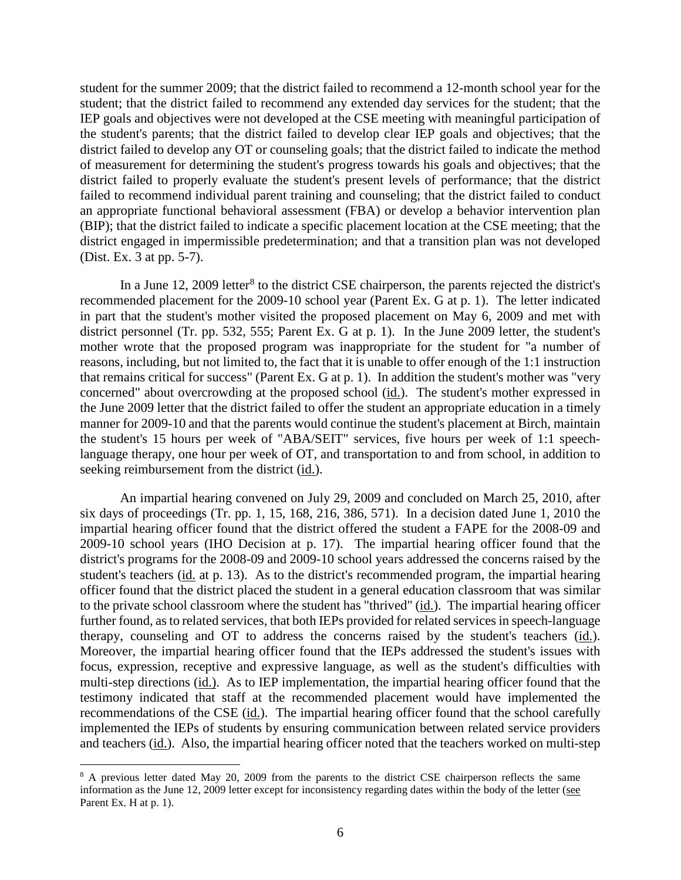student for the summer 2009; that the district failed to recommend a 12-month school year for the student; that the district failed to recommend any extended day services for the student; that the IEP goals and objectives were not developed at the CSE meeting with meaningful participation of the student's parents; that the district failed to develop clear IEP goals and objectives; that the district failed to develop any OT or counseling goals; that the district failed to indicate the method of measurement for determining the student's progress towards his goals and objectives; that the district failed to properly evaluate the student's present levels of performance; that the district failed to recommend individual parent training and counseling; that the district failed to conduct an appropriate functional behavioral assessment (FBA) or develop a behavior intervention plan (BIP); that the district failed to indicate a specific placement location at the CSE meeting; that the district engaged in impermissible predetermination; and that a transition plan was not developed (Dist. Ex. 3 at pp. 5-7).

In a June 12, 2009 letter[8] to the district CSE chairperson, the parents rejected the district's recommended placement for the 2009-10 school year (Parent Ex. G at p. 1). The letter indicated in part that the student's mother visited the proposed placement on May 6, 2009 and met with district personnel (Tr. pp. 532, 555; Parent Ex. G at p. 1). In the June 2009 letter, the student's mother wrote that the proposed program was inappropriate for the student for "a number of reasons, including, but not limited to, the fact that it is unable to offer enough of the 1:1 instruction that remains critical for success" (Parent Ex. G at p. 1). In addition the student's mother was "very concerned" about overcrowding at the proposed school (id.). The student's mother expressed in the June 2009 letter that the district failed to offer the student an appropriate education in a timely manner for 2009-10 and that the parents would continue the student's placement at Birch, maintain the student's 15 hours per week of "ABA/SEIT" services, five hours per week of 1:1 speech-language therapy, one hour per week of OT, and transportation to and from school, in addition to seeking reimbursement from the district (id.).

An impartial hearing convened on July 29, 2009 and concluded on March 25, 2010, after six days of proceedings (Tr. pp. 1, 15, 168, 216, 386, 571). In a decision dated June 1, 2010 the impartial hearing officer found that the district offered the student a FAPE for the 2008-09 and 2009-10 school years (IHO Decision at p. 17). The impartial hearing officer found that the district's programs for the 2008-09 and 2009-10 school years addressed the concerns raised by the student's teachers (id. at p. 13). As to the district's recommended program, the impartial hearing officer found that the district placed the student in a general education classroom that was similar to the private school classroom where the student has "thrived" (id.). The impartial hearing officer further found, as to related services, that both IEPs provided for related services in speech-language therapy, counseling and OT to address the concerns raised by the student's teachers (id.). Moreover, the impartial hearing officer found that the IEPs addressed the student's issues with focus, expression, receptive and expressive language, as well as the student's difficulties with multi-step directions (id.). As to IEP implementation, the impartial hearing officer found that the testimony indicated that staff at the recommended placement would have implemented the recommendations of the CSE (id.). The impartial hearing officer found that the school carefully implemented the IEPs of students by ensuring communication between related service providers and teachers (id.). Also, the impartial hearing officer noted that the teachers worked on multi-step

[8] A previous letter dated May 20, 2009 from the parents to the district CSE chairperson reflects the same information as the June 12, 2009 letter except for inconsistency regarding dates within the body of the letter (see Parent Ex. H at p. 1).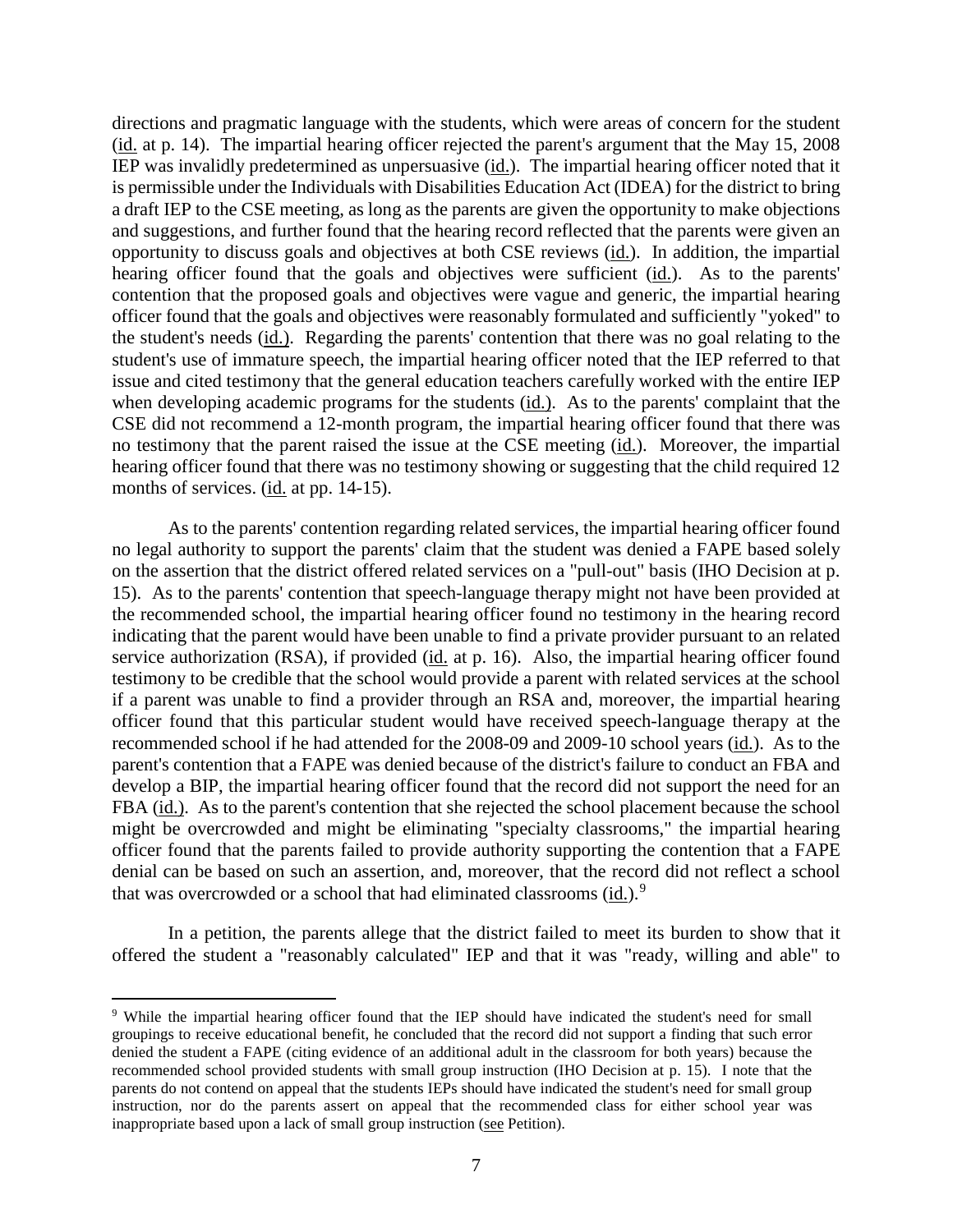directions and pragmatic language with the students, which were areas of concern for the student (id. at p. 14). The impartial hearing officer rejected the parent's argument that the May 15, 2008 IEP was invalidly predetermined as unpersuasive (id.). The impartial hearing officer noted that it is permissible under the Individuals with Disabilities Education Act (IDEA) for the district to bring a draft IEP to the CSE meeting, as long as the parents are given the opportunity to make objections and suggestions, and further found that the hearing record reflected that the parents were given an opportunity to discuss goals and objectives at both CSE reviews (id.). In addition, the impartial hearing officer found that the goals and objectives were sufficient (id.). As to the parents' contention that the proposed goals and objectives were vague and generic, the impartial hearing officer found that the goals and objectives were reasonably formulated and sufficiently "yoked" to the student's needs (id.). Regarding the parents' contention that there was no goal relating to the student's use of immature speech, the impartial hearing officer noted that the IEP referred to that issue and cited testimony that the general education teachers carefully worked with the entire IEP when developing academic programs for the students (id.). As to the parents' complaint that the CSE did not recommend a 12-month program, the impartial hearing officer found that there was no testimony that the parent raised the issue at the CSE meeting (id.). Moreover, the impartial hearing officer found that there was no testimony showing or suggesting that the child required 12 months of services. (id. at pp. 14-15).

As to the parents' contention regarding related services, the impartial hearing officer found no legal authority to support the parents' claim that the student was denied a FAPE based solely on the assertion that the district offered related services on a "pull-out" basis (IHO Decision at p. 15). As to the parents' contention that speech-language therapy might not have been provided at the recommended school, the impartial hearing officer found no testimony in the hearing record indicating that the parent would have been unable to find a private provider pursuant to an related service authorization (RSA), if provided (id. at p. 16). Also, the impartial hearing officer found testimony to be credible that the school would provide a parent with related services at the school if a parent was unable to find a provider through an RSA and, moreover, the impartial hearing officer found that this particular student would have received speech-language therapy at the recommended school if he had attended for the 2008-09 and 2009-10 school years (id.). As to the parent's contention that a FAPE was denied because of the district's failure to conduct an FBA and develop a BIP, the impartial hearing officer found that the record did not support the need for an FBA (id.). As to the parent's contention that she rejected the school placement because the school might be overcrowded and might be eliminating "specialty classrooms," the impartial hearing officer found that the parents failed to provide authority supporting the contention that a FAPE denial can be based on such an assertion, and, moreover, that the record did not reflect a school that was overcrowded or a school that had eliminated classrooms (id.).[9]

In a petition, the parents allege that the district failed to meet its burden to show that it offered the student a "reasonably calculated" IEP and that it was "ready, willing and able" to

---

[9] While the impartial hearing officer found that the IEP should have indicated the student's need for small groupings to receive educational benefit, he concluded that the record did not support a finding that such error denied the student a FAPE (citing evidence of an additional adult in the classroom for both years) because the recommended school provided students with small group instruction (IHO Decision at p. 15). I note that the parents do not contend on appeal that the students IEPs should have indicated the student's need for small group instruction, nor do the parents assert on appeal that the recommended class for either school year was inappropriate based upon a lack of small group instruction (see Petition).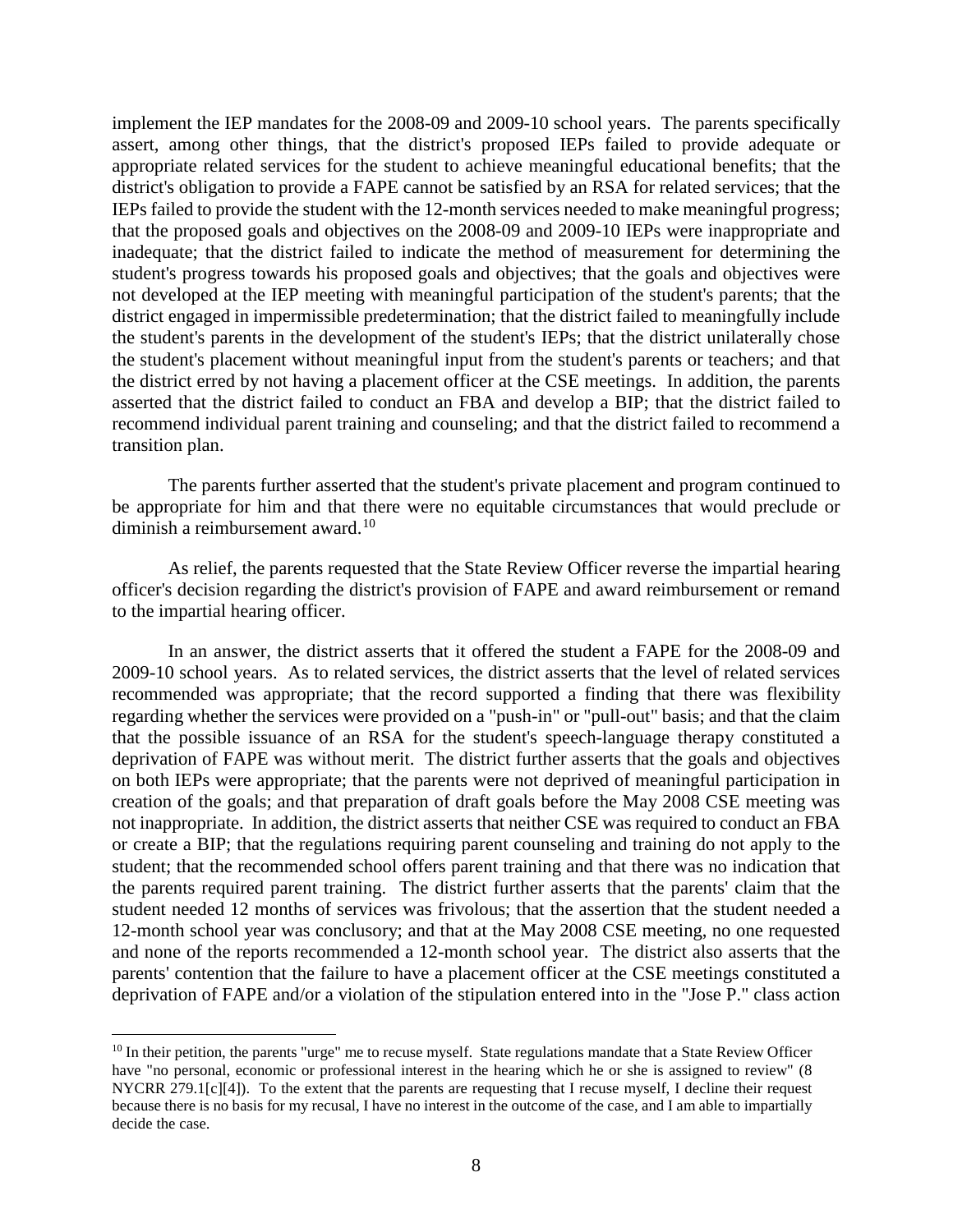implement the IEP mandates for the 2008-09 and 2009-10 school years. The parents specifically assert, among other things, that the district's proposed IEPs failed to provide adequate or appropriate related services for the student to achieve meaningful educational benefits; that the district's obligation to provide a FAPE cannot be satisfied by an RSA for related services; that the IEPs failed to provide the student with the 12-month services needed to make meaningful progress; that the proposed goals and objectives on the 2008-09 and 2009-10 IEPs were inappropriate and inadequate; that the district failed to indicate the method of measurement for determining the student's progress towards his proposed goals and objectives; that the goals and objectives were not developed at the IEP meeting with meaningful participation of the student's parents; that the district engaged in impermissible predetermination; that the district failed to meaningfully include the student's parents in the development of the student's IEPs; that the district unilaterally chose the student's placement without meaningful input from the student's parents or teachers; and that the district erred by not having a placement officer at the CSE meetings. In addition, the parents asserted that the district failed to conduct an FBA and develop a BIP; that the district failed to recommend individual parent training and counseling; and that the district failed to recommend a transition plan.

The parents further asserted that the student's private placement and program continued to be appropriate for him and that there were no equitable circumstances that would preclude or diminish a reimbursement award.[10]

As relief, the parents requested that the State Review Officer reverse the impartial hearing officer's decision regarding the district's provision of FAPE and award reimbursement or remand to the impartial hearing officer.

In an answer, the district asserts that it offered the student a FAPE for the 2008-09 and 2009-10 school years. As to related services, the district asserts that the level of related services recommended was appropriate; that the record supported a finding that there was flexibility regarding whether the services were provided on a "push-in" or "pull-out" basis; and that the claim that the possible issuance of an RSA for the student's speech-language therapy constituted a deprivation of FAPE was without merit. The district further asserts that the goals and objectives on both IEPs were appropriate; that the parents were not deprived of meaningful participation in creation of the goals; and that preparation of draft goals before the May 2008 CSE meeting was not inappropriate. In addition, the district asserts that neither CSE was required to conduct an FBA or create a BIP; that the regulations requiring parent counseling and training do not apply to the student; that the recommended school offers parent training and that there was no indication that the parents required parent training. The district further asserts that the parents' claim that the student needed 12 months of services was frivolous; that the assertion that the student needed a 12-month school year was conclusory; and that at the May 2008 CSE meeting, no one requested and none of the reports recommended a 12-month school year. The district also asserts that the parents' contention that the failure to have a placement officer at the CSE meetings constituted a deprivation of FAPE and/or a violation of the stipulation entered into in the "Jose P." class action

---

[10] In their petition, the parents "urge" me to recuse myself. State regulations mandate that a State Review Officer have "no personal, economic or professional interest in the hearing which he or she is assigned to review" (8 NYCRR 279.1[c][4]). To the extent that the parents are requesting that I recuse myself, I decline their request because there is no basis for my recusal, I have no interest in the outcome of the case, and I am able to impartially decide the case.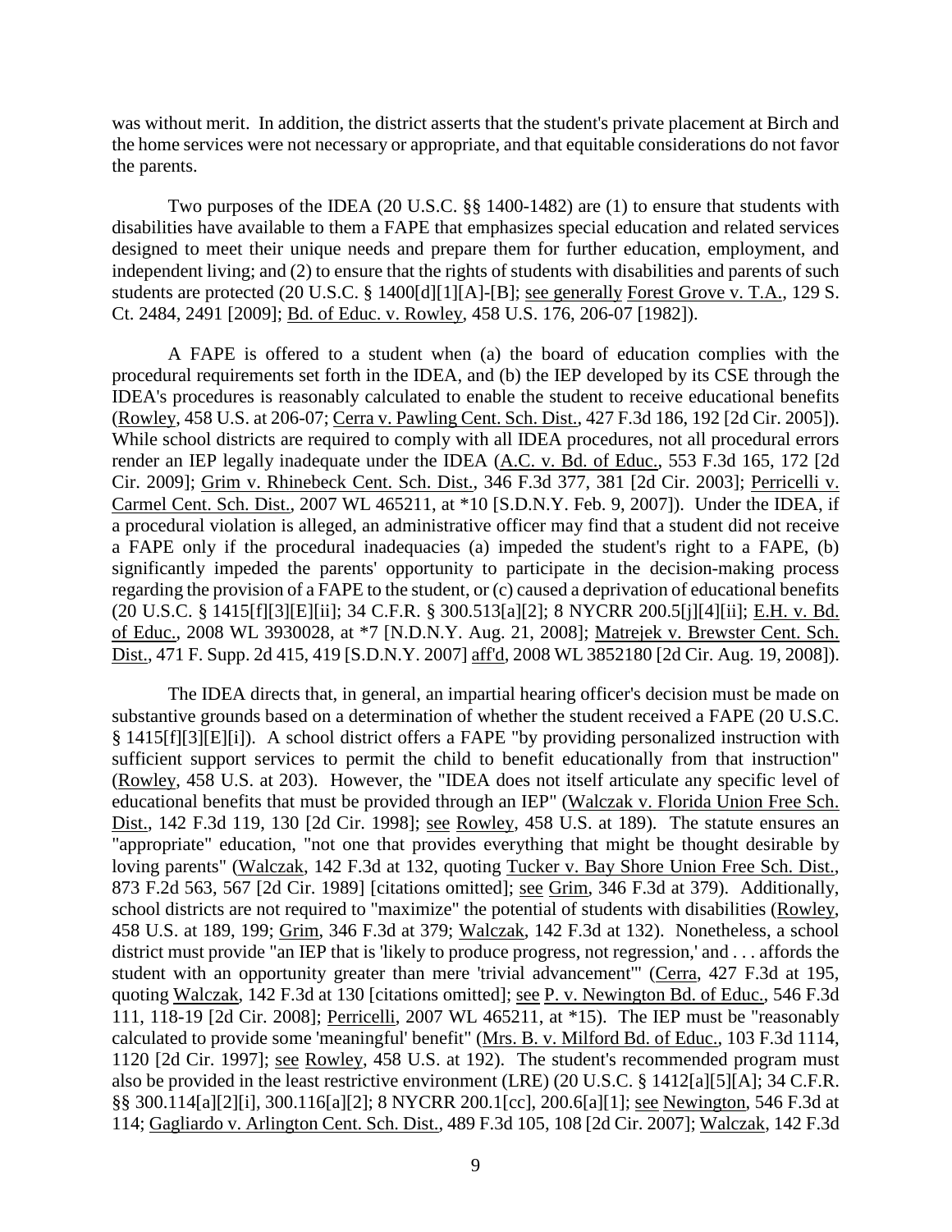was without merit. In addition, the district asserts that the student's private placement at Birch and the home services were not necessary or appropriate, and that equitable considerations do not favor the parents.

Two purposes of the IDEA (20 U.S.C. §§ 1400-1482) are (1) to ensure that students with disabilities have available to them a FAPE that emphasizes special education and related services designed to meet their unique needs and prepare them for further education, employment, and independent living; and (2) to ensure that the rights of students with disabilities and parents of such students are protected (20 U.S.C. § 1400[d][1][A]-[B]; see generally Forest Grove v. T.A., 129 S. Ct. 2484, 2491 [2009]; Bd. of Educ. v. Rowley, 458 U.S. 176, 206-07 [1982]).

A FAPE is offered to a student when (a) the board of education complies with the procedural requirements set forth in the IDEA, and (b) the IEP developed by its CSE through the IDEA's procedures is reasonably calculated to enable the student to receive educational benefits (Rowley, 458 U.S. at 206-07; Cerra v. Pawling Cent. Sch. Dist., 427 F.3d 186, 192 [2d Cir. 2005]). While school districts are required to comply with all IDEA procedures, not all procedural errors render an IEP legally inadequate under the IDEA (A.C. v. Bd. of Educ., 553 F.3d 165, 172 [2d Cir. 2009]; Grim v. Rhinebeck Cent. Sch. Dist., 346 F.3d 377, 381 [2d Cir. 2003]; Perricelli v. Carmel Cent. Sch. Dist., 2007 WL 465211, at *10 [S.D.N.Y. Feb. 9, 2007]). Under the IDEA, if a procedural violation is alleged, an administrative officer may find that a student did not receive a FAPE only if the procedural inadequacies (a) impeded the student's right to a FAPE, (b) significantly impeded the parents' opportunity to participate in the decision-making process regarding the provision of a FAPE to the student, or (c) caused a deprivation of educational benefits (20 U.S.C. § 1415[f][3][E][ii]; 34 C.F.R. § 300.513[a][2]; 8 NYCRR 200.5[j][4][ii]; E.H. v. Bd. of Educ., 2008 WL 3930028, at *7 [N.D.N.Y. Aug. 21, 2008]; Matrejek v. Brewster Cent. Sch. Dist., 471 F. Supp. 2d 415, 419 [S.D.N.Y. 2007] aff'd, 2008 WL 3852180 [2d Cir. Aug. 19, 2008]).

The IDEA directs that, in general, an impartial hearing officer's decision must be made on substantive grounds based on a determination of whether the student received a FAPE (20 U.S.C. § 1415[f][3][E][i]). A school district offers a FAPE "by providing personalized instruction with sufficient support services to permit the child to benefit educationally from that instruction" (Rowley, 458 U.S. at 203). However, the "IDEA does not itself articulate any specific level of educational benefits that must be provided through an IEP" (Walczak v. Florida Union Free Sch. Dist., 142 F.3d 119, 130 [2d Cir. 1998]; see Rowley, 458 U.S. at 189). The statute ensures an "appropriate" education, "not one that provides everything that might be thought desirable by loving parents" (Walczak, 142 F.3d at 132, quoting Tucker v. Bay Shore Union Free Sch. Dist., 873 F.2d 563, 567 [2d Cir. 1989] [citations omitted]; see Grim, 346 F.3d at 379). Additionally, school districts are not required to "maximize" the potential of students with disabilities (Rowley, 458 U.S. at 189, 199; Grim, 346 F.3d at 379; Walczak, 142 F.3d at 132). Nonetheless, a school district must provide "an IEP that is 'likely to produce progress, not regression,' and . . . affords the student with an opportunity greater than mere 'trivial advancement'" (Cerra, 427 F.3d at 195, quoting Walczak, 142 F.3d at 130 [citations omitted]; see P. v. Newington Bd. of Educ., 546 F.3d 111, 118-19 [2d Cir. 2008]; Perricelli, 2007 WL 465211, at *15). The IEP must be "reasonably calculated to provide some 'meaningful' benefit" (Mrs. B. v. Milford Bd. of Educ., 103 F.3d 1114, 1120 [2d Cir. 1997]; see Rowley, 458 U.S. at 192). The student's recommended program must also be provided in the least restrictive environment (LRE) (20 U.S.C. § 1412[a][5][A]; 34 C.F.R. §§ 300.114[a][2][i], 300.116[a][2]; 8 NYCRR 200.1[cc], 200.6[a][1]; see Newington, 546 F.3d at 114; Gagliardo v. Arlington Cent. Sch. Dist., 489 F.3d 105, 108 [2d Cir. 2007]; Walczak, 142 F.3d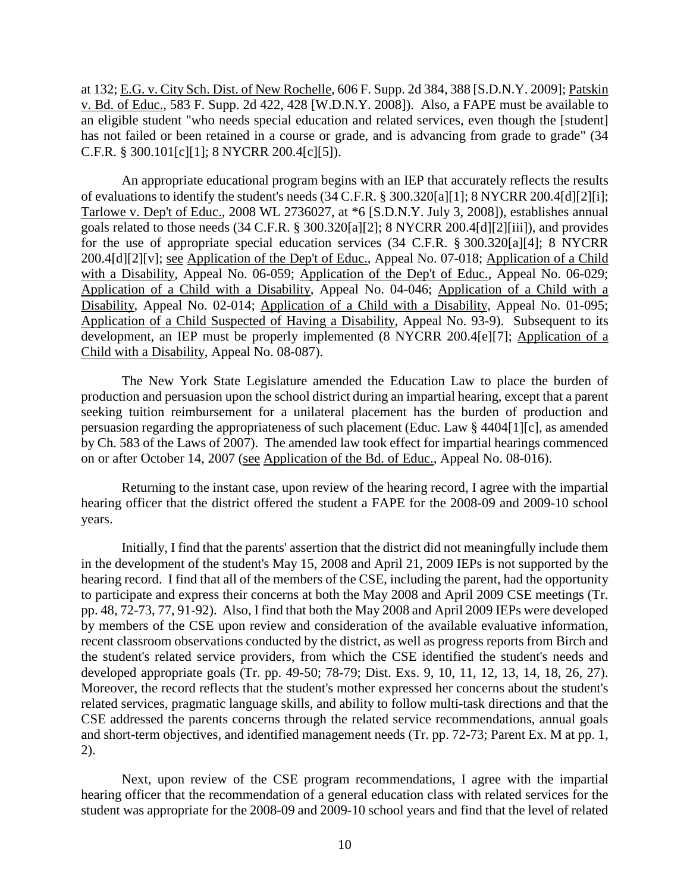at 132; E.G. v. City Sch. Dist. of New Rochelle, 606 F. Supp. 2d 384, 388 [S.D.N.Y. 2009]; Patskin v. Bd. of Educ., 583 F. Supp. 2d 422, 428 [W.D.N.Y. 2008]). Also, a FAPE must be available to an eligible student "who needs special education and related services, even though the [student] has not failed or been retained in a course or grade, and is advancing from grade to grade" (34 C.F.R. § 300.101[c][1]; 8 NYCRR 200.4[c][5]).

An appropriate educational program begins with an IEP that accurately reflects the results of evaluations to identify the student's needs (34 C.F.R. § 300.320[a][1]; 8 NYCRR 200.4[d][2][i]; Tarlowe v. Dep't of Educ., 2008 WL 2736027, at *6 [S.D.N.Y. July 3, 2008]), establishes annual goals related to those needs (34 C.F.R. § 300.320[a][2]; 8 NYCRR 200.4[d][2][iii]), and provides for the use of appropriate special education services (34 C.F.R. § 300.320[a][4]; 8 NYCRR 200.4[d][2][v]; see Application of the Dep't of Educ., Appeal No. 07-018; Application of a Child with a Disability, Appeal No. 06-059; Application of the Dep't of Educ., Appeal No. 06-029; Application of a Child with a Disability, Appeal No. 04-046; Application of a Child with a Disability, Appeal No. 02-014; Application of a Child with a Disability, Appeal No. 01-095; Application of a Child Suspected of Having a Disability, Appeal No. 93-9). Subsequent to its development, an IEP must be properly implemented (8 NYCRR 200.4[e][7]; Application of a Child with a Disability, Appeal No. 08-087).

The New York State Legislature amended the Education Law to place the burden of production and persuasion upon the school district during an impartial hearing, except that a parent seeking tuition reimbursement for a unilateral placement has the burden of production and persuasion regarding the appropriateness of such placement (Educ. Law § 4404[1][c], as amended by Ch. 583 of the Laws of 2007). The amended law took effect for impartial hearings commenced on or after October 14, 2007 (see Application of the Bd. of Educ., Appeal No. 08-016).

Returning to the instant case, upon review of the hearing record, I agree with the impartial hearing officer that the district offered the student a FAPE for the 2008-09 and 2009-10 school years.

Initially, I find that the parents' assertion that the district did not meaningfully include them in the development of the student's May 15, 2008 and April 21, 2009 IEPs is not supported by the hearing record. I find that all of the members of the CSE, including the parent, had the opportunity to participate and express their concerns at both the May 2008 and April 2009 CSE meetings (Tr. pp. 48, 72-73, 77, 91-92). Also, I find that both the May 2008 and April 2009 IEPs were developed by members of the CSE upon review and consideration of the available evaluative information, recent classroom observations conducted by the district, as well as progress reports from Birch and the student's related service providers, from which the CSE identified the student's needs and developed appropriate goals (Tr. pp. 49-50; 78-79; Dist. Exs. 9, 10, 11, 12, 13, 14, 18, 26, 27). Moreover, the record reflects that the student's mother expressed her concerns about the student's related services, pragmatic language skills, and ability to follow multi-task directions and that the CSE addressed the parents concerns through the related service recommendations, annual goals and short-term objectives, and identified management needs (Tr. pp. 72-73; Parent Ex. M at pp. 1, 2).

Next, upon review of the CSE program recommendations, I agree with the impartial hearing officer that the recommendation of a general education class with related services for the student was appropriate for the 2008-09 and 2009-10 school years and find that the level of related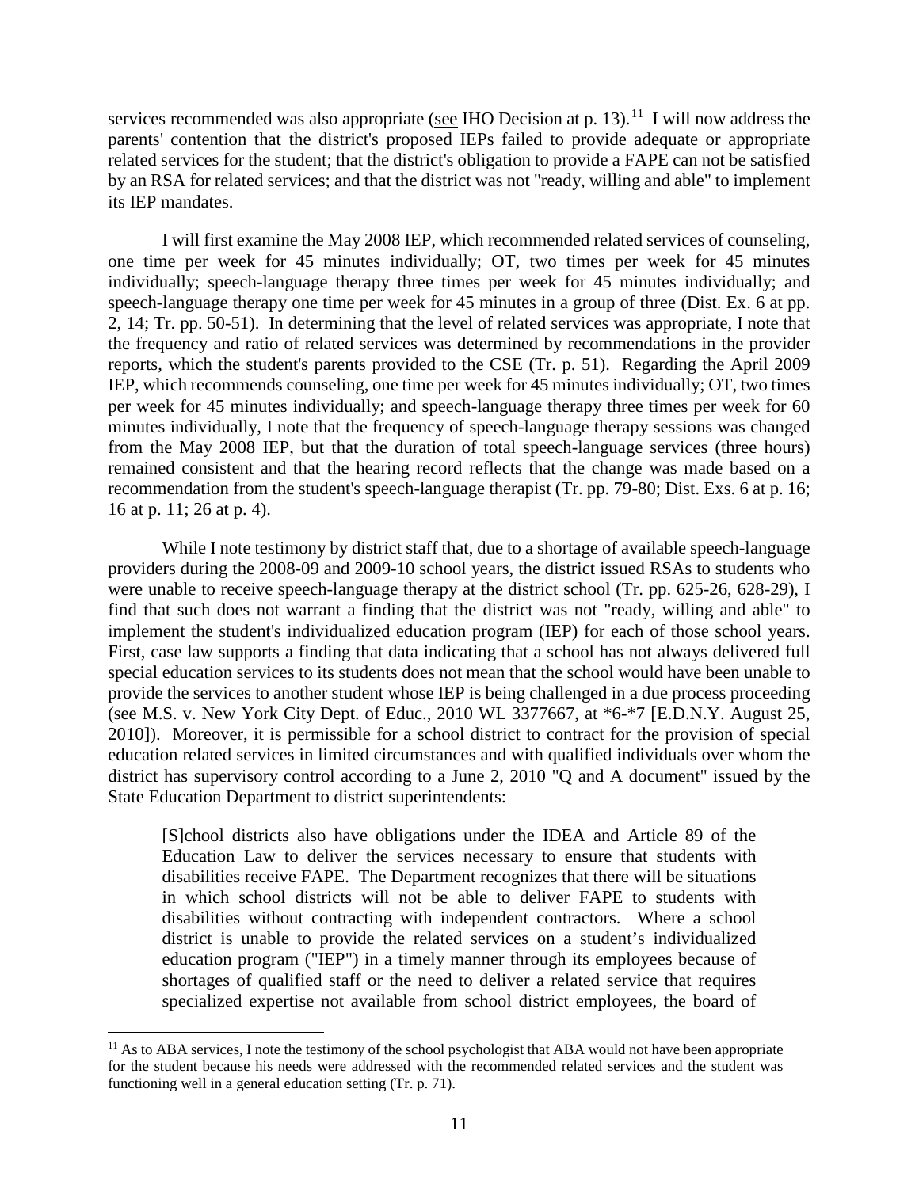services recommended was also appropriate (see IHO Decision at p. 13).[11] I will now address the parents' contention that the district's proposed IEPs failed to provide adequate or appropriate related services for the student; that the district's obligation to provide a FAPE can not be satisfied by an RSA for related services; and that the district was not "ready, willing and able" to implement its IEP mandates.

I will first examine the May 2008 IEP, which recommended related services of counseling, one time per week for 45 minutes individually; OT, two times per week for 45 minutes individually; speech-language therapy three times per week for 45 minutes individually; and speech-language therapy one time per week for 45 minutes in a group of three (Dist. Ex. 6 at pp. 2, 14; Tr. pp. 50-51). In determining that the level of related services was appropriate, I note that the frequency and ratio of related services was determined by recommendations in the provider reports, which the student's parents provided to the CSE (Tr. p. 51). Regarding the April 2009 IEP, which recommends counseling, one time per week for 45 minutes individually; OT, two times per week for 45 minutes individually; and speech-language therapy three times per week for 60 minutes individually, I note that the frequency of speech-language therapy sessions was changed from the May 2008 IEP, but that the duration of total speech-language services (three hours) remained consistent and that the hearing record reflects that the change was made based on a recommendation from the student's speech-language therapist (Tr. pp. 79-80; Dist. Exs. 6 at p. 16; 16 at p. 11; 26 at p. 4).

While I note testimony by district staff that, due to a shortage of available speech-language providers during the 2008-09 and 2009-10 school years, the district issued RSAs to students who were unable to receive speech-language therapy at the district school (Tr. pp. 625-26, 628-29), I find that such does not warrant a finding that the district was not "ready, willing and able" to implement the student's individualized education program (IEP) for each of those school years. First, case law supports a finding that data indicating that a school has not always delivered full special education services to its students does not mean that the school would have been unable to provide the services to another student whose IEP is being challenged in a due process proceeding (see M.S. v. New York City Dept. of Educ., 2010 WL 3377667, at *6-*7 [E.D.N.Y. August 25, 2010]). Moreover, it is permissible for a school district to contract for the provision of special education related services in limited circumstances and with qualified individuals over whom the district has supervisory control according to a June 2, 2010 "Q and A document" issued by the State Education Department to district superintendents:

> [S]chool districts also have obligations under the IDEA and Article 89 of the Education Law to deliver the services necessary to ensure that students with disabilities receive FAPE. The Department recognizes that there will be situations in which school districts will not be able to deliver FAPE to students with disabilities without contracting with independent contractors. Where a school district is unable to provide the related services on a student's individualized education program ("IEP") in a timely manner through its employees because of shortages of qualified staff or the need to deliver a related service that requires specialized expertise not available from school district employees, the board of

---

[11] As to ABA services, I note the testimony of the school psychologist that ABA would not have been appropriate for the student because his needs were addressed with the recommended related services and the student was functioning well in a general education setting (Tr. p. 71).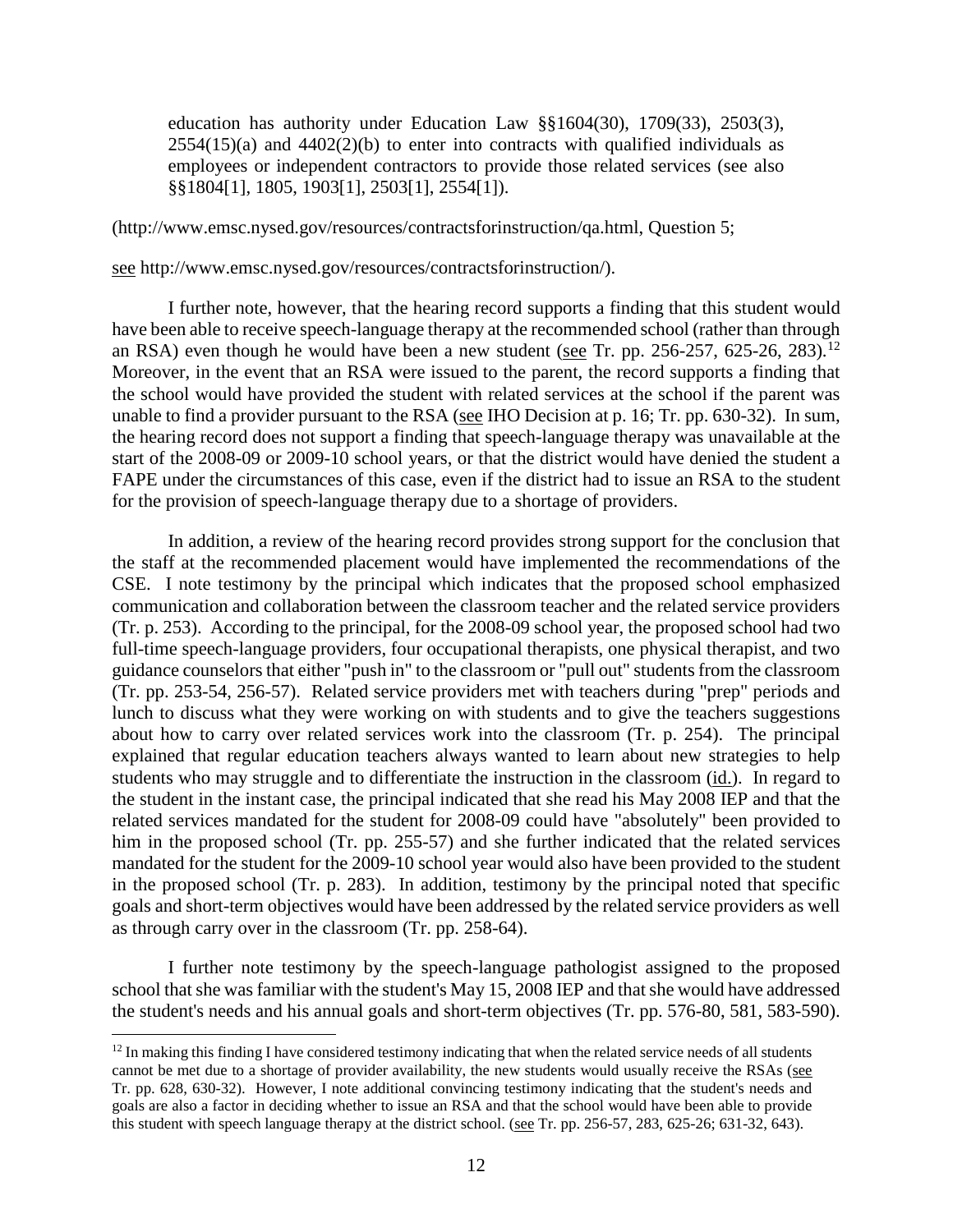education has authority under Education Law §§1604(30), 1709(33), 2503(3), 2554(15)(a) and 4402(2)(b) to enter into contracts with qualified individuals as employees or independent contractors to provide those related services (see also §§1804[1], 1805, 1903[1], 2503[1], 2554[1]).

(http://www.emsc.nysed.gov/resources/contractsforinstruction/qa.html, Question 5;

see http://www.emsc.nysed.gov/resources/contractsforinstruction/).

I further note, however, that the hearing record supports a finding that this student would have been able to receive speech-language therapy at the recommended school (rather than through an RSA) even though he would have been a new student (see Tr. pp. 256-257, 625-26, 283).[12] Moreover, in the event that an RSA were issued to the parent, the record supports a finding that the school would have provided the student with related services at the school if the parent was unable to find a provider pursuant to the RSA (see IHO Decision at p. 16; Tr. pp. 630-32). In sum, the hearing record does not support a finding that speech-language therapy was unavailable at the start of the 2008-09 or 2009-10 school years, or that the district would have denied the student a FAPE under the circumstances of this case, even if the district had to issue an RSA to the student for the provision of speech-language therapy due to a shortage of providers.

In addition, a review of the hearing record provides strong support for the conclusion that the staff at the recommended placement would have implemented the recommendations of the CSE. I note testimony by the principal which indicates that the proposed school emphasized communication and collaboration between the classroom teacher and the related service providers (Tr. p. 253). According to the principal, for the 2008-09 school year, the proposed school had two full-time speech-language providers, four occupational therapists, one physical therapist, and two guidance counselors that either "push in" to the classroom or "pull out" students from the classroom (Tr. pp. 253-54, 256-57). Related service providers met with teachers during "prep" periods and lunch to discuss what they were working on with students and to give the teachers suggestions about how to carry over related services work into the classroom (Tr. p. 254). The principal explained that regular education teachers always wanted to learn about new strategies to help students who may struggle and to differentiate the instruction in the classroom (id.). In regard to the student in the instant case, the principal indicated that she read his May 2008 IEP and that the related services mandated for the student for 2008-09 could have "absolutely" been provided to him in the proposed school (Tr. pp. 255-57) and she further indicated that the related services mandated for the student for the 2009-10 school year would also have been provided to the student in the proposed school (Tr. p. 283). In addition, testimony by the principal noted that specific goals and short-term objectives would have been addressed by the related service providers as well as through carry over in the classroom (Tr. pp. 258-64).

I further note testimony by the speech-language pathologist assigned to the proposed school that she was familiar with the student's May 15, 2008 IEP and that she would have addressed the student's needs and his annual goals and short-term objectives (Tr. pp. 576-80, 581, 583-590).

[12] In making this finding I have considered testimony indicating that when the related service needs of all students cannot be met due to a shortage of provider availability, the new students would usually receive the RSAs (see Tr. pp. 628, 630-32). However, I note additional convincing testimony indicating that the student's needs and goals are also a factor in deciding whether to issue an RSA and that the school would have been able to provide this student with speech language therapy at the district school. (see Tr. pp. 256-57, 283, 625-26; 631-32, 643).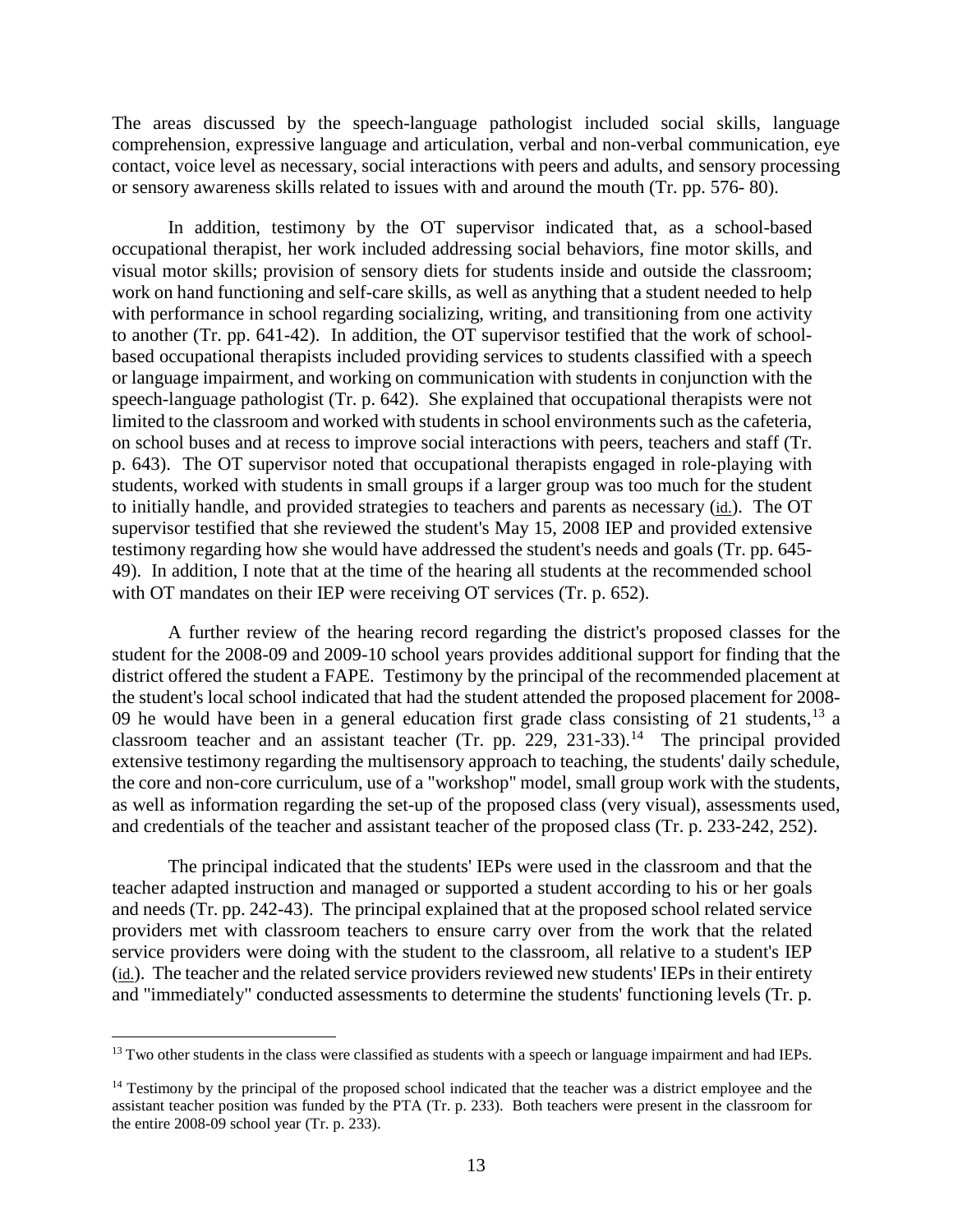The areas discussed by the speech-language pathologist included social skills, language comprehension, expressive language and articulation, verbal and non-verbal communication, eye contact, voice level as necessary, social interactions with peers and adults, and sensory processing or sensory awareness skills related to issues with and around the mouth (Tr. pp. 576- 80).

In addition, testimony by the OT supervisor indicated that, as a school-based occupational therapist, her work included addressing social behaviors, fine motor skills, and visual motor skills; provision of sensory diets for students inside and outside the classroom; work on hand functioning and self-care skills, as well as anything that a student needed to help with performance in school regarding socializing, writing, and transitioning from one activity to another (Tr. pp. 641-42). In addition, the OT supervisor testified that the work of school-based occupational therapists included providing services to students classified with a speech or language impairment, and working on communication with students in conjunction with the speech-language pathologist (Tr. p. 642). She explained that occupational therapists were not limited to the classroom and worked with students in school environments such as the cafeteria, on school buses and at recess to improve social interactions with peers, teachers and staff (Tr. p. 643). The OT supervisor noted that occupational therapists engaged in role-playing with students, worked with students in small groups if a larger group was too much for the student to initially handle, and provided strategies to teachers and parents as necessary (id.). The OT supervisor testified that she reviewed the student's May 15, 2008 IEP and provided extensive testimony regarding how she would have addressed the student's needs and goals (Tr. pp. 645-49). In addition, I note that at the time of the hearing all students at the recommended school with OT mandates on their IEP were receiving OT services (Tr. p. 652).

A further review of the hearing record regarding the district's proposed classes for the student for the 2008-09 and 2009-10 school years provides additional support for finding that the district offered the student a FAPE. Testimony by the principal of the recommended placement at the student's local school indicated that had the student attended the proposed placement for 2008-09 he would have been in a general education first grade class consisting of 21 students,[13] a classroom teacher and an assistant teacher (Tr. pp. 229, 231-33).[14] The principal provided extensive testimony regarding the multisensory approach to teaching, the students' daily schedule, the core and non-core curriculum, use of a "workshop" model, small group work with the students, as well as information regarding the set-up of the proposed class (very visual), assessments used, and credentials of the teacher and assistant teacher of the proposed class (Tr. p. 233-242, 252).

The principal indicated that the students' IEPs were used in the classroom and that the teacher adapted instruction and managed or supported a student according to his or her goals and needs (Tr. pp. 242-43). The principal explained that at the proposed school related service providers met with classroom teachers to ensure carry over from the work that the related service providers were doing with the student to the classroom, all relative to a student's IEP (id.). The teacher and the related service providers reviewed new students' IEPs in their entirety and "immediately" conducted assessments to determine the students' functioning levels (Tr. p.

---

[13] Two other students in the class were classified as students with a speech or language impairment and had IEPs.

[14] Testimony by the principal of the proposed school indicated that the teacher was a district employee and the assistant teacher position was funded by the PTA (Tr. p. 233). Both teachers were present in the classroom for the entire 2008-09 school year (Tr. p. 233).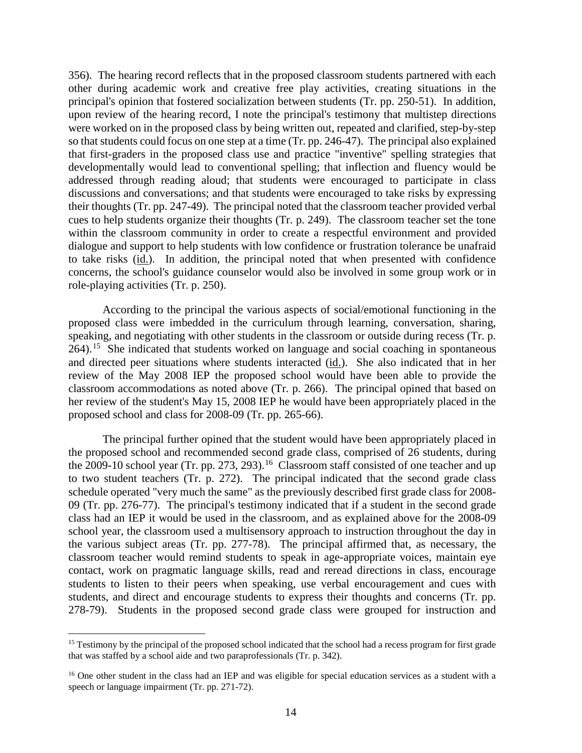356). The hearing record reflects that in the proposed classroom students partnered with each other during academic work and creative free play activities, creating situations in the principal's opinion that fostered socialization between students (Tr. pp. 250-51). In addition, upon review of the hearing record, I note the principal's testimony that multistep directions were worked on in the proposed class by being written out, repeated and clarified, step-by-step so that students could focus on one step at a time (Tr. pp. 246-47). The principal also explained that first-graders in the proposed class use and practice "inventive" spelling strategies that developmentally would lead to conventional spelling; that inflection and fluency would be addressed through reading aloud; that students were encouraged to participate in class discussions and conversations; and that students were encouraged to take risks by expressing their thoughts (Tr. pp. 247-49). The principal noted that the classroom teacher provided verbal cues to help students organize their thoughts (Tr. p. 249). The classroom teacher set the tone within the classroom community in order to create a respectful environment and provided dialogue and support to help students with low confidence or frustration tolerance be unafraid to take risks (id.). In addition, the principal noted that when presented with confidence concerns, the school's guidance counselor would also be involved in some group work or in role-playing activities (Tr. p. 250).

According to the principal the various aspects of social/emotional functioning in the proposed class were imbedded in the curriculum through learning, conversation, sharing, speaking, and negotiating with other students in the classroom or outside during recess (Tr. p. 264).[15] She indicated that students worked on language and social coaching in spontaneous and directed peer situations where students interacted (id.). She also indicated that in her review of the May 2008 IEP the proposed school would have been able to provide the classroom accommodations as noted above (Tr. p. 266). The principal opined that based on her review of the student's May 15, 2008 IEP he would have been appropriately placed in the proposed school and class for 2008-09 (Tr. pp. 265-66).

The principal further opined that the student would have been appropriately placed in the proposed school and recommended second grade class, comprised of 26 students, during the 2009-10 school year (Tr. pp. 273, 293).[16] Classroom staff consisted of one teacher and up to two student teachers (Tr. p. 272). The principal indicated that the second grade class schedule operated "very much the same" as the previously described first grade class for 2008-09 (Tr. pp. 276-77). The principal's testimony indicated that if a student in the second grade class had an IEP it would be used in the classroom, and as explained above for the 2008-09 school year, the classroom used a multisensory approach to instruction throughout the day in the various subject areas (Tr. pp. 277-78). The principal affirmed that, as necessary, the classroom teacher would remind students to speak in age-appropriate voices, maintain eye contact, work on pragmatic language skills, read and reread directions in class, encourage students to listen to their peers when speaking, use verbal encouragement and cues with students, and direct and encourage students to express their thoughts and concerns (Tr. pp. 278-79). Students in the proposed second grade class were grouped for instruction and

---

[15] Testimony by the principal of the proposed school indicated that the school had a recess program for first grade that was staffed by a school aide and two paraprofessionals (Tr. p. 342).

[16] One other student in the class had an IEP and was eligible for special education services as a student with a speech or language impairment (Tr. pp. 271-72).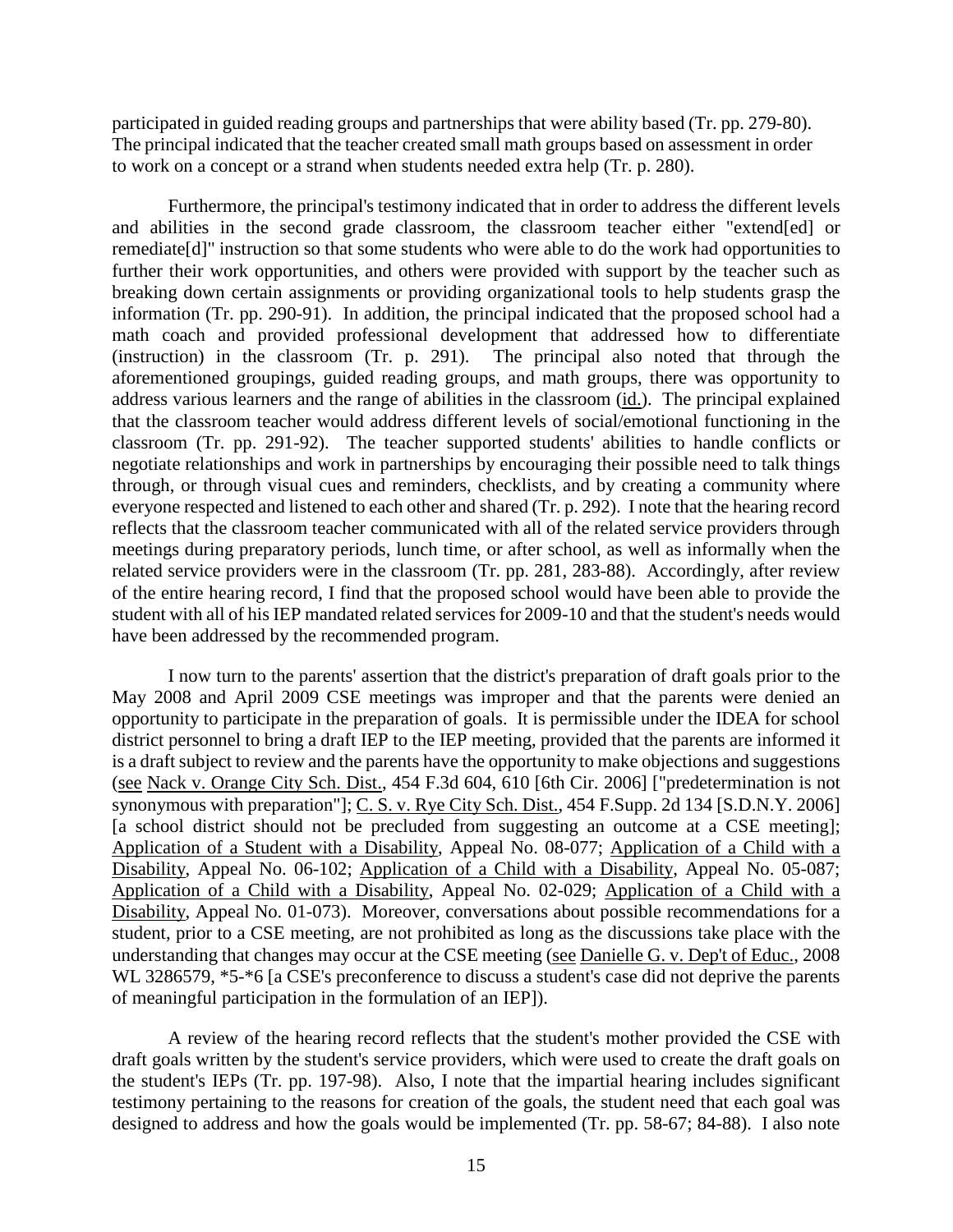participated in guided reading groups and partnerships that were ability based (Tr. pp. 279-80). The principal indicated that the teacher created small math groups based on assessment in order to work on a concept or a strand when students needed extra help (Tr. p. 280).

Furthermore, the principal's testimony indicated that in order to address the different levels and abilities in the second grade classroom, the classroom teacher either "extend[ed] or remediate[d]" instruction so that some students who were able to do the work had opportunities to further their work opportunities, and others were provided with support by the teacher such as breaking down certain assignments or providing organizational tools to help students grasp the information (Tr. pp. 290-91). In addition, the principal indicated that the proposed school had a math coach and provided professional development that addressed how to differentiate (instruction) in the classroom (Tr. p. 291). The principal also noted that through the aforementioned groupings, guided reading groups, and math groups, there was opportunity to address various learners and the range of abilities in the classroom (id.). The principal explained that the classroom teacher would address different levels of social/emotional functioning in the classroom (Tr. pp. 291-92). The teacher supported students' abilities to handle conflicts or negotiate relationships and work in partnerships by encouraging their possible need to talk things through, or through visual cues and reminders, checklists, and by creating a community where everyone respected and listened to each other and shared (Tr. p. 292). I note that the hearing record reflects that the classroom teacher communicated with all of the related service providers through meetings during preparatory periods, lunch time, or after school, as well as informally when the related service providers were in the classroom (Tr. pp. 281, 283-88). Accordingly, after review of the entire hearing record, I find that the proposed school would have been able to provide the student with all of his IEP mandated related services for 2009-10 and that the student's needs would have been addressed by the recommended program.

I now turn to the parents' assertion that the district's preparation of draft goals prior to the May 2008 and April 2009 CSE meetings was improper and that the parents were denied an opportunity to participate in the preparation of goals. It is permissible under the IDEA for school district personnel to bring a draft IEP to the IEP meeting, provided that the parents are informed it is a draft subject to review and the parents have the opportunity to make objections and suggestions (see Nack v. Orange City Sch. Dist., 454 F.3d 604, 610 [6th Cir. 2006] ["predetermination is not synonymous with preparation"]; C. S. v. Rye City Sch. Dist., 454 F.Supp. 2d 134 [S.D.N.Y. 2006] [a school district should not be precluded from suggesting an outcome at a CSE meeting]; Application of a Student with a Disability, Appeal No. 08-077; Application of a Child with a Disability, Appeal No. 06-102; Application of a Child with a Disability, Appeal No. 05-087; Application of a Child with a Disability, Appeal No. 02-029; Application of a Child with a Disability, Appeal No. 01-073). Moreover, conversations about possible recommendations for a student, prior to a CSE meeting, are not prohibited as long as the discussions take place with the understanding that changes may occur at the CSE meeting (see Danielle G. v. Dep't of Educ., 2008 WL 3286579, *5-*6 [a CSE's preconference to discuss a student's case did not deprive the parents of meaningful participation in the formulation of an IEP]).

A review of the hearing record reflects that the student's mother provided the CSE with draft goals written by the student's service providers, which were used to create the draft goals on the student's IEPs (Tr. pp. 197-98). Also, I note that the impartial hearing includes significant testimony pertaining to the reasons for creation of the goals, the student need that each goal was designed to address and how the goals would be implemented (Tr. pp. 58-67; 84-88). I also note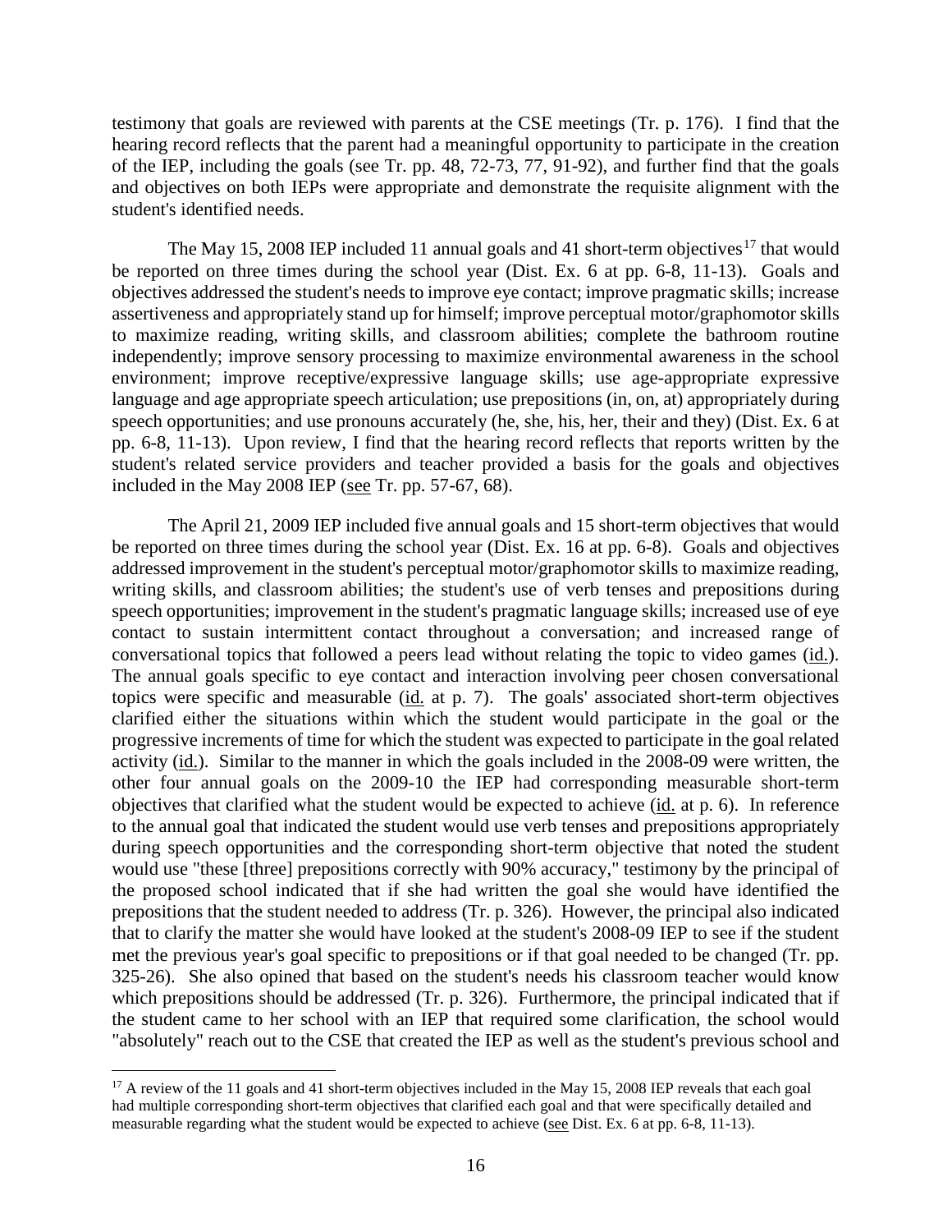testimony that goals are reviewed with parents at the CSE meetings (Tr. p. 176). I find that the hearing record reflects that the parent had a meaningful opportunity to participate in the creation of the IEP, including the goals (see Tr. pp. 48, 72-73, 77, 91-92), and further find that the goals and objectives on both IEPs were appropriate and demonstrate the requisite alignment with the student's identified needs.

The May 15, 2008 IEP included 11 annual goals and 41 short-term objectives[17] that would be reported on three times during the school year (Dist. Ex. 6 at pp. 6-8, 11-13). Goals and objectives addressed the student's needs to improve eye contact; improve pragmatic skills; increase assertiveness and appropriately stand up for himself; improve perceptual motor/graphomotor skills to maximize reading, writing skills, and classroom abilities; complete the bathroom routine independently; improve sensory processing to maximize environmental awareness in the school environment; improve receptive/expressive language skills; use age-appropriate expressive language and age appropriate speech articulation; use prepositions (in, on, at) appropriately during speech opportunities; and use pronouns accurately (he, she, his, her, their and they) (Dist. Ex. 6 at pp. 6-8, 11-13). Upon review, I find that the hearing record reflects that reports written by the student's related service providers and teacher provided a basis for the goals and objectives included in the May 2008 IEP (see Tr. pp. 57-67, 68).

The April 21, 2009 IEP included five annual goals and 15 short-term objectives that would be reported on three times during the school year (Dist. Ex. 16 at pp. 6-8). Goals and objectives addressed improvement in the student's perceptual motor/graphomotor skills to maximize reading, writing skills, and classroom abilities; the student's use of verb tenses and prepositions during speech opportunities; improvement in the student's pragmatic language skills; increased use of eye contact to sustain intermittent contact throughout a conversation; and increased range of conversational topics that followed a peers lead without relating the topic to video games (id.). The annual goals specific to eye contact and interaction involving peer chosen conversational topics were specific and measurable (id. at p. 7). The goals' associated short-term objectives clarified either the situations within which the student would participate in the goal or the progressive increments of time for which the student was expected to participate in the goal related activity (id.). Similar to the manner in which the goals included in the 2008-09 were written, the other four annual goals on the 2009-10 the IEP had corresponding measurable short-term objectives that clarified what the student would be expected to achieve (id. at p. 6). In reference to the annual goal that indicated the student would use verb tenses and prepositions appropriately during speech opportunities and the corresponding short-term objective that noted the student would use "these [three] prepositions correctly with 90% accuracy," testimony by the principal of the proposed school indicated that if she had written the goal she would have identified the prepositions that the student needed to address (Tr. p. 326). However, the principal also indicated that to clarify the matter she would have looked at the student's 2008-09 IEP to see if the student met the previous year's goal specific to prepositions or if that goal needed to be changed (Tr. pp. 325-26). She also opined that based on the student's needs his classroom teacher would know which prepositions should be addressed (Tr. p. 326). Furthermore, the principal indicated that if the student came to her school with an IEP that required some clarification, the school would "absolutely" reach out to the CSE that created the IEP as well as the student's previous school and

[17] A review of the 11 goals and 41 short-term objectives included in the May 15, 2008 IEP reveals that each goal had multiple corresponding short-term objectives that clarified each goal and that were specifically detailed and measurable regarding what the student would be expected to achieve (see Dist. Ex. 6 at pp. 6-8, 11-13).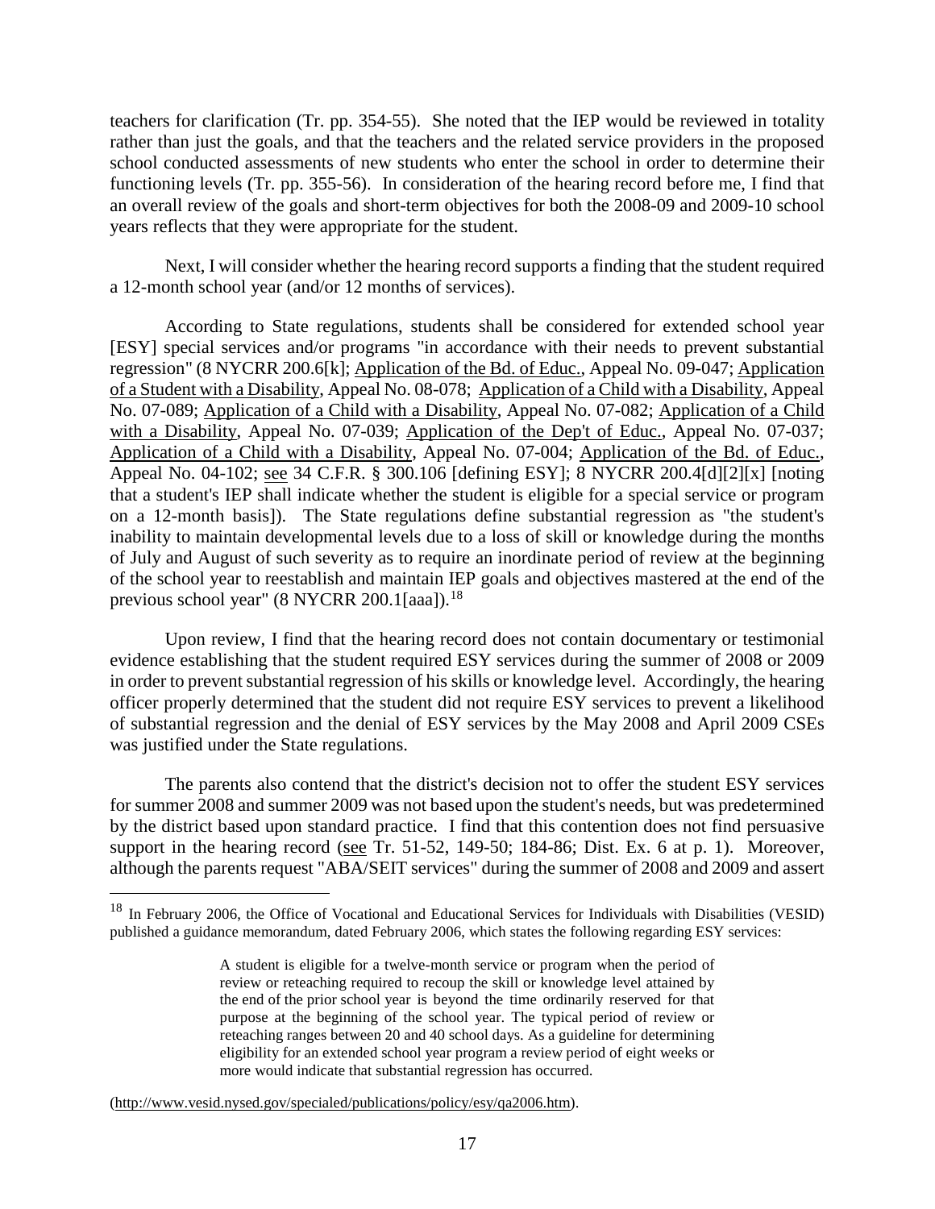teachers for clarification (Tr. pp. 354-55). She noted that the IEP would be reviewed in totality rather than just the goals, and that the teachers and the related service providers in the proposed school conducted assessments of new students who enter the school in order to determine their functioning levels (Tr. pp. 355-56). In consideration of the hearing record before me, I find that an overall review of the goals and short-term objectives for both the 2008-09 and 2009-10 school years reflects that they were appropriate for the student.

Next, I will consider whether the hearing record supports a finding that the student required a 12-month school year (and/or 12 months of services).

According to State regulations, students shall be considered for extended school year [ESY] special services and/or programs "in accordance with their needs to prevent substantial regression" (8 NYCRR 200.6[k]; Application of the Bd. of Educ., Appeal No. 09-047; Application of a Student with a Disability, Appeal No. 08-078; Application of a Child with a Disability, Appeal No. 07-089; Application of a Child with a Disability, Appeal No. 07-082; Application of a Child with a Disability, Appeal No. 07-039; Application of the Dep't of Educ., Appeal No. 07-037; Application of a Child with a Disability, Appeal No. 07-004; Application of the Bd. of Educ., Appeal No. 04-102; see 34 C.F.R. § 300.106 [defining ESY]; 8 NYCRR 200.4[d][2][x] [noting that a student's IEP shall indicate whether the student is eligible for a special service or program on a 12-month basis]). The State regulations define substantial regression as "the student's inability to maintain developmental levels due to a loss of skill or knowledge during the months of July and August of such severity as to require an inordinate period of review at the beginning of the school year to reestablish and maintain IEP goals and objectives mastered at the end of the previous school year" (8 NYCRR 200.1[aaa]).[18]

Upon review, I find that the hearing record does not contain documentary or testimonial evidence establishing that the student required ESY services during the summer of 2008 or 2009 in order to prevent substantial regression of his skills or knowledge level. Accordingly, the hearing officer properly determined that the student did not require ESY services to prevent a likelihood of substantial regression and the denial of ESY services by the May 2008 and April 2009 CSEs was justified under the State regulations.

The parents also contend that the district's decision not to offer the student ESY services for summer 2008 and summer 2009 was not based upon the student's needs, but was predetermined by the district based upon standard practice. I find that this contention does not find persuasive support in the hearing record (see Tr. 51-52, 149-50; 184-86; Dist. Ex. 6 at p. 1). Moreover, although the parents request "ABA/SEIT services" during the summer of 2008 and 2009 and assert

---

[18] In February 2006, the Office of Vocational and Educational Services for Individuals with Disabilities (VESID) published a guidance memorandum, dated February 2006, which states the following regarding ESY services:

> A student is eligible for a twelve-month service or program when the period of review or reteaching required to recoup the skill or knowledge level attained by the end of the prior school year is beyond the time ordinarily reserved for that purpose at the beginning of the school year. The typical period of review or reteaching ranges between 20 and 40 school days. As a guideline for determining eligibility for an extended school year program a review period of eight weeks or more would indicate that substantial regression has occurred.

(http://www.vesid.nysed.gov/specialed/publications/policy/esy/qa2006.htm).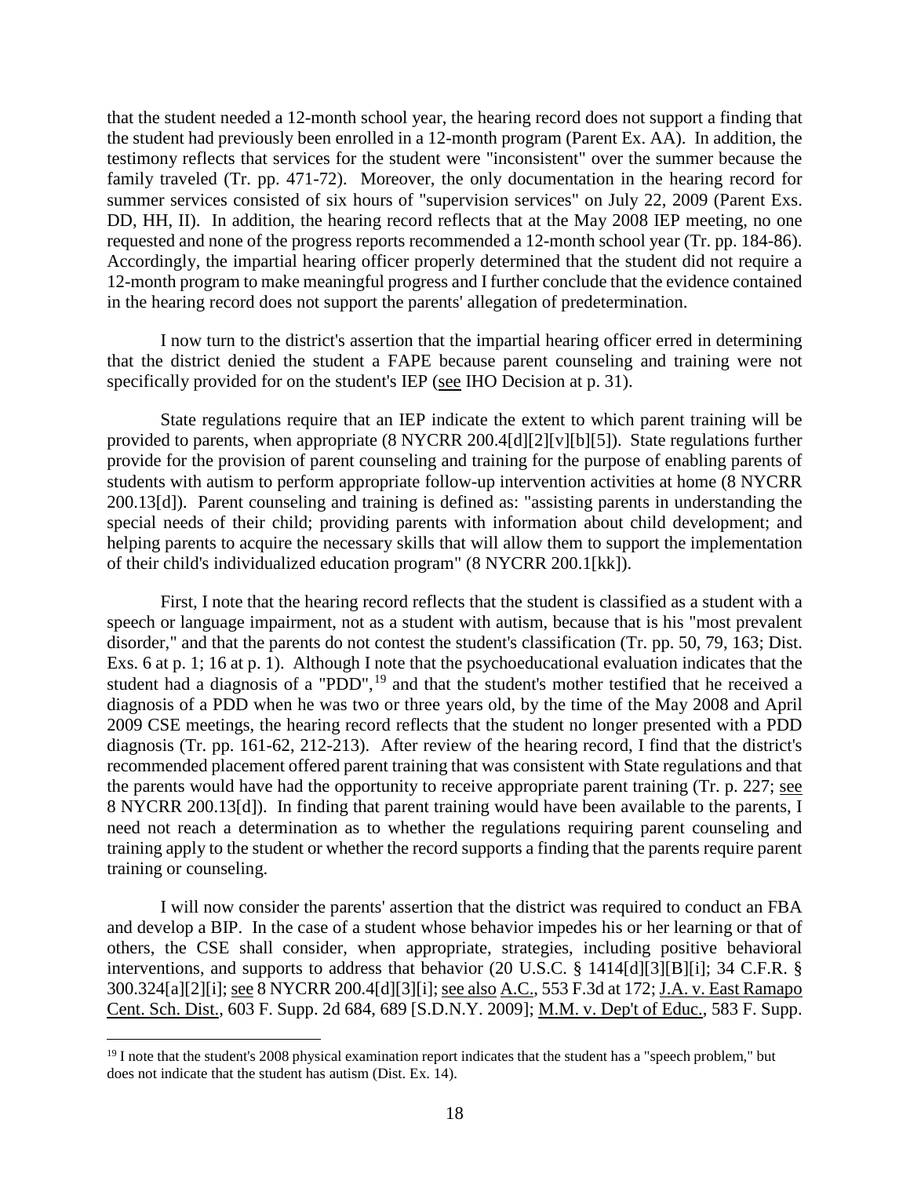that the student needed a 12-month school year, the hearing record does not support a finding that the student had previously been enrolled in a 12-month program (Parent Ex. AA). In addition, the testimony reflects that services for the student were "inconsistent" over the summer because the family traveled (Tr. pp. 471-72). Moreover, the only documentation in the hearing record for summer services consisted of six hours of "supervision services" on July 22, 2009 (Parent Exs. DD, HH, II). In addition, the hearing record reflects that at the May 2008 IEP meeting, no one requested and none of the progress reports recommended a 12-month school year (Tr. pp. 184-86). Accordingly, the impartial hearing officer properly determined that the student did not require a 12-month program to make meaningful progress and I further conclude that the evidence contained in the hearing record does not support the parents' allegation of predetermination.

I now turn to the district's assertion that the impartial hearing officer erred in determining that the district denied the student a FAPE because parent counseling and training were not specifically provided for on the student's IEP (see IHO Decision at p. 31).

State regulations require that an IEP indicate the extent to which parent training will be provided to parents, when appropriate (8 NYCRR 200.4[d][2][v][b][5]). State regulations further provide for the provision of parent counseling and training for the purpose of enabling parents of students with autism to perform appropriate follow-up intervention activities at home (8 NYCRR 200.13[d]). Parent counseling and training is defined as: "assisting parents in understanding the special needs of their child; providing parents with information about child development; and helping parents to acquire the necessary skills that will allow them to support the implementation of their child's individualized education program" (8 NYCRR 200.1[kk]).

First, I note that the hearing record reflects that the student is classified as a student with a speech or language impairment, not as a student with autism, because that is his "most prevalent disorder," and that the parents do not contest the student's classification (Tr. pp. 50, 79, 163; Dist. Exs. 6 at p. 1; 16 at p. 1). Although I note that the psychoeducational evaluation indicates that the student had a diagnosis of a "PDD",[19] and that the student's mother testified that he received a diagnosis of a PDD when he was two or three years old, by the time of the May 2008 and April 2009 CSE meetings, the hearing record reflects that the student no longer presented with a PDD diagnosis (Tr. pp. 161-62, 212-213). After review of the hearing record, I find that the district's recommended placement offered parent training that was consistent with State regulations and that the parents would have had the opportunity to receive appropriate parent training (Tr. p. 227; see 8 NYCRR 200.13[d]). In finding that parent training would have been available to the parents, I need not reach a determination as to whether the regulations requiring parent counseling and training apply to the student or whether the record supports a finding that the parents require parent training or counseling.

I will now consider the parents' assertion that the district was required to conduct an FBA and develop a BIP. In the case of a student whose behavior impedes his or her learning or that of others, the CSE shall consider, when appropriate, strategies, including positive behavioral interventions, and supports to address that behavior (20 U.S.C. § 1414[d][3][B][i]; 34 C.F.R. § 300.324[a][2][i]; see 8 NYCRR 200.4[d][3][i]; see also A.C., 553 F.3d at 172; J.A. v. East Ramapo Cent. Sch. Dist., 603 F. Supp. 2d 684, 689 [S.D.N.Y. 2009]; M.M. v. Dep't of Educ., 583 F. Supp.

[19] I note that the student's 2008 physical examination report indicates that the student has a "speech problem," but does not indicate that the student has autism (Dist. Ex. 14).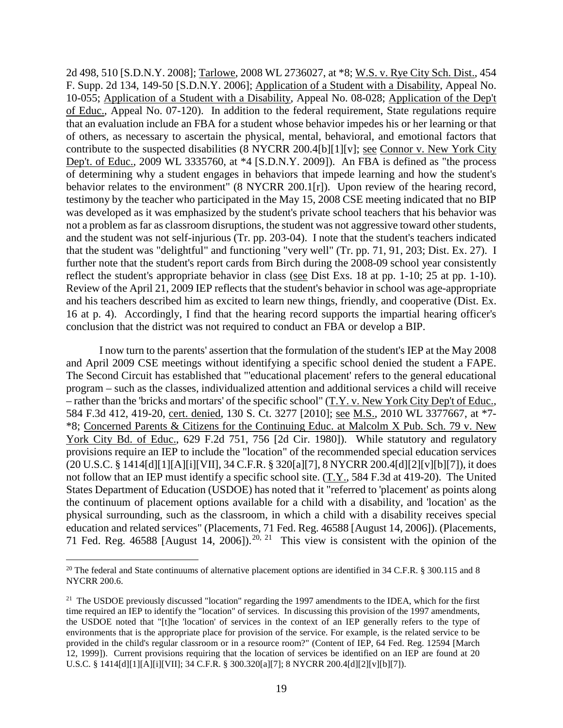2d 498, 510 [S.D.N.Y. 2008]; Tarlowe, 2008 WL 2736027, at *8; W.S. v. Rye City Sch. Dist., 454 F. Supp. 2d 134, 149-50 [S.D.N.Y. 2006]; Application of a Student with a Disability, Appeal No. 10-055; Application of a Student with a Disability, Appeal No. 08-028; Application of the Dep't of Educ., Appeal No. 07-120). In addition to the federal requirement, State regulations require that an evaluation include an FBA for a student whose behavior impedes his or her learning or that of others, as necessary to ascertain the physical, mental, behavioral, and emotional factors that contribute to the suspected disabilities (8 NYCRR 200.4[b][1][v]; see Connor v. New York City Dep't. of Educ., 2009 WL 3335760, at *4 [S.D.N.Y. 2009]). An FBA is defined as "the process of determining why a student engages in behaviors that impede learning and how the student's behavior relates to the environment" (8 NYCRR 200.1[r]). Upon review of the hearing record, testimony by the teacher who participated in the May 15, 2008 CSE meeting indicated that no BIP was developed as it was emphasized by the student's private school teachers that his behavior was not a problem as far as classroom disruptions, the student was not aggressive toward other students, and the student was not self-injurious (Tr. pp. 203-04). I note that the student's teachers indicated that the student was "delightful" and functioning "very well" (Tr. pp. 71, 91, 203; Dist. Ex. 27). I further note that the student's report cards from Birch during the 2008-09 school year consistently reflect the student's appropriate behavior in class (see Dist Exs. 18 at pp. 1-10; 25 at pp. 1-10). Review of the April 21, 2009 IEP reflects that the student's behavior in school was age-appropriate and his teachers described him as excited to learn new things, friendly, and cooperative (Dist. Ex. 16 at p. 4). Accordingly, I find that the hearing record supports the impartial hearing officer's conclusion that the district was not required to conduct an FBA or develop a BIP.

I now turn to the parents' assertion that the formulation of the student's IEP at the May 2008 and April 2009 CSE meetings without identifying a specific school denied the student a FAPE. The Second Circuit has established that "'educational placement' refers to the general educational program – such as the classes, individualized attention and additional services a child will receive – rather than the 'bricks and mortars' of the specific school" (T.Y. v. New York City Dep't of Educ., 584 F.3d 412, 419-20, cert. denied, 130 S. Ct. 3277 [2010]; see M.S., 2010 WL 3377667, at *7-*8; Concerned Parents & Citizens for the Continuing Educ. at Malcolm X Pub. Sch. 79 v. New York City Bd. of Educ., 629 F.2d 751, 756 [2d Cir. 1980]). While statutory and regulatory provisions require an IEP to include the "location" of the recommended special education services (20 U.S.C. § 1414[d][1][A][i][VII], 34 C.F.R. § 320[a][7], 8 NYCRR 200.4[d][2][v][b][7]), it does not follow that an IEP must identify a specific school site. (T.Y., 584 F.3d at 419-20). The United States Department of Education (USDOE) has noted that it "referred to 'placement' as points along the continuum of placement options available for a child with a disability, and 'location' as the physical surrounding, such as the classroom, in which a child with a disability receives special education and related services" (Placements, 71 Fed. Reg. 46588 [August 14, 2006]). (Placements, 71 Fed. Reg. 46588 [August 14, 2006]).[20, 21] This view is consistent with the opinion of the

---

[20] The federal and State continuums of alternative placement options are identified in 34 C.F.R. § 300.115 and 8 NYCRR 200.6.

[21] The USDOE previously discussed "location" regarding the 1997 amendments to the IDEA, which for the first time required an IEP to identify the "location" of services. In discussing this provision of the 1997 amendments, the USDOE noted that "[t]he 'location' of services in the context of an IEP generally refers to the type of environments that is the appropriate place for provision of the service. For example, is the related service to be provided in the child's regular classroom or in a resource room?" (Content of IEP, 64 Fed. Reg. 12594 [March 12, 1999]). Current provisions requiring that the location of services be identified on an IEP are found at 20 U.S.C. § 1414[d][1][A][i][VII]; 34 C.F.R. § 300.320[a][7]; 8 NYCRR 200.4[d][2][v][b][7]).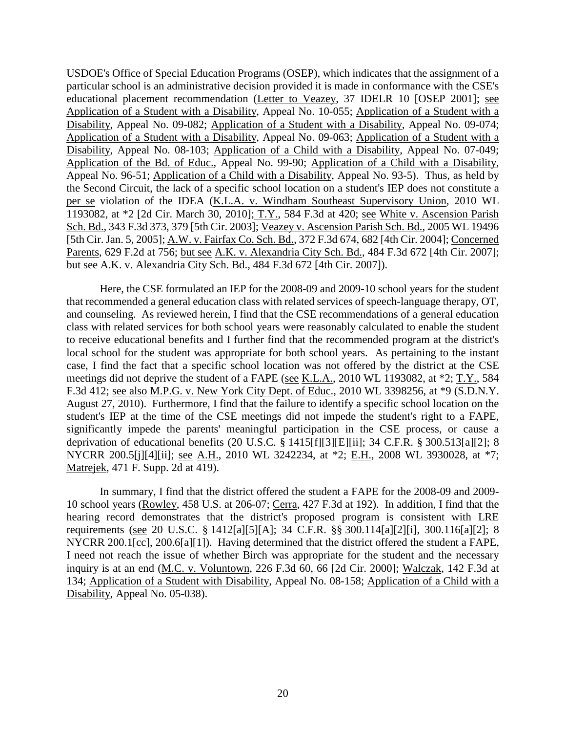USDOE's Office of Special Education Programs (OSEP), which indicates that the assignment of a particular school is an administrative decision provided it is made in conformance with the CSE's educational placement recommendation (Letter to Veazey, 37 IDELR 10 [OSEP 2001]; see Application of a Student with a Disability, Appeal No. 10-055; Application of a Student with a Disability, Appeal No. 09-082; Application of a Student with a Disability, Appeal No. 09-074; Application of a Student with a Disability, Appeal No. 09-063; Application of a Student with a Disability, Appeal No. 08-103; Application of a Child with a Disability, Appeal No. 07-049; Application of the Bd. of Educ., Appeal No. 99-90; Application of a Child with a Disability, Appeal No. 96-51; Application of a Child with a Disability, Appeal No. 93-5). Thus, as held by the Second Circuit, the lack of a specific school location on a student's IEP does not constitute a per se violation of the IDEA (K.L.A. v. Windham Southeast Supervisory Union, 2010 WL 1193082, at *2 [2d Cir. March 30, 2010]; T.Y., 584 F.3d at 420; see White v. Ascension Parish Sch. Bd., 343 F.3d 373, 379 [5th Cir. 2003]; Veazey v. Ascension Parish Sch. Bd., 2005 WL 19496 [5th Cir. Jan. 5, 2005]; A.W. v. Fairfax Co. Sch. Bd., 372 F.3d 674, 682 [4th Cir. 2004]; Concerned Parents, 629 F.2d at 756; but see A.K. v. Alexandria City Sch. Bd., 484 F.3d 672 [4th Cir. 2007]; but see A.K. v. Alexandria City Sch. Bd., 484 F.3d 672 [4th Cir. 2007]).

Here, the CSE formulated an IEP for the 2008-09 and 2009-10 school years for the student that recommended a general education class with related services of speech-language therapy, OT, and counseling. As reviewed herein, I find that the CSE recommendations of a general education class with related services for both school years were reasonably calculated to enable the student to receive educational benefits and I further find that the recommended program at the district's local school for the student was appropriate for both school years. As pertaining to the instant case, I find the fact that a specific school location was not offered by the district at the CSE meetings did not deprive the student of a FAPE (see K.L.A., 2010 WL 1193082, at *2; T.Y., 584 F.3d 412; see also M.P.G. v. New York City Dept. of Educ., 2010 WL 3398256, at *9 (S.D.N.Y. August 27, 2010). Furthermore, I find that the failure to identify a specific school location on the student's IEP at the time of the CSE meetings did not impede the student's right to a FAPE, significantly impede the parents' meaningful participation in the CSE process, or cause a deprivation of educational benefits (20 U.S.C. § 1415[f][3][E][ii]; 34 C.F.R. § 300.513[a][2]; 8 NYCRR 200.5[j][4][ii]; see A.H., 2010 WL 3242234, at *2; E.H., 2008 WL 3930028, at *7; Matrejek, 471 F. Supp. 2d at 419).

In summary, I find that the district offered the student a FAPE for the 2008-09 and 2009-10 school years (Rowley, 458 U.S. at 206-07; Cerra, 427 F.3d at 192). In addition, I find that the hearing record demonstrates that the district's proposed program is consistent with LRE requirements (see 20 U.S.C. § 1412[a][5][A]; 34 C.F.R. §§ 300.114[a][2][i], 300.116[a][2]; 8 NYCRR 200.1[cc], 200.6[a][1]). Having determined that the district offered the student a FAPE, I need not reach the issue of whether Birch was appropriate for the student and the necessary inquiry is at an end (M.C. v. Voluntown, 226 F.3d 60, 66 [2d Cir. 2000]; Walczak, 142 F.3d at 134; Application of a Student with Disability, Appeal No. 08-158; Application of a Child with a Disability, Appeal No. 05-038).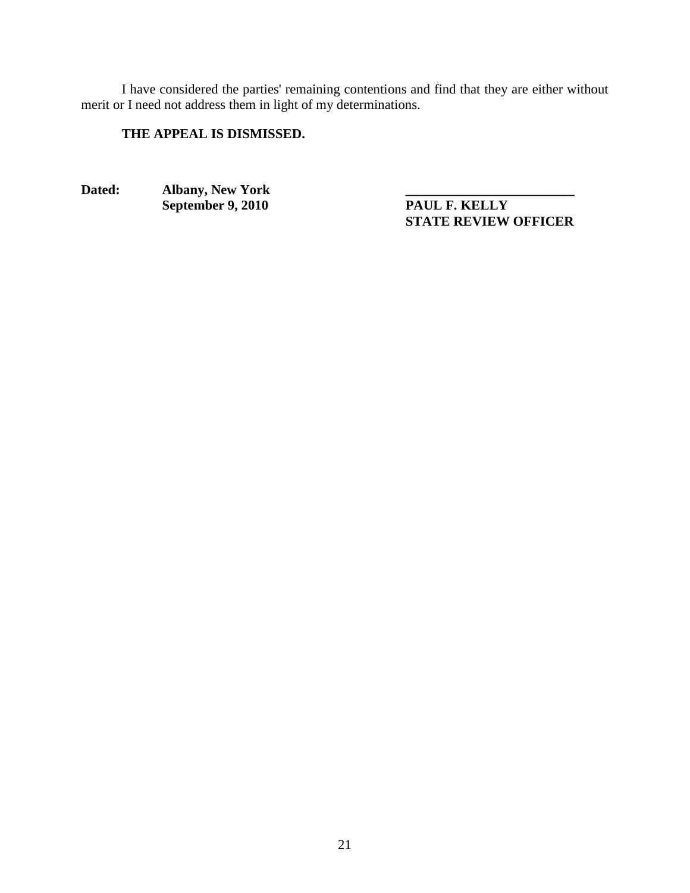I have considered the parties' remaining contentions and find that they are either without merit or I need not address them in light of my determinations.

**THE APPEAL IS DISMISSED.**

**Dated:** **Albany, New York**
**September 9, 2010**

\_\_\_\_\_\_\_\_\_\_\_\_\_\_\_\_\_\_\_\_\_\_\_\_\_\_
**PAUL F. KELLY**
**STATE REVIEW OFFICER**